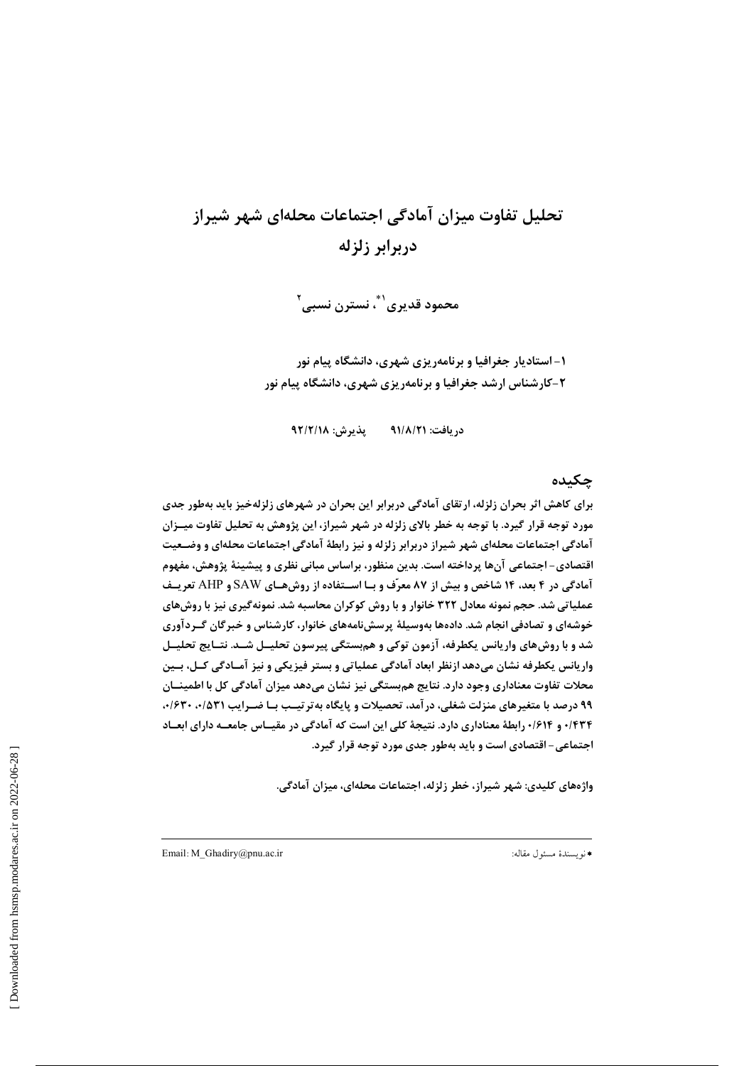# تحلیل تفاوت میزان آمادگی اجتماعات محله‌ای شهر شیراز دربرابر زلزله

**محمود قدیری[1]*، نسترن نسبی[2]**

۱- استادیار جغرافیا و برنامه‌ریزی شهری، دانشگاه پیام نور

۲-کارشناس ارشد جغرافیا و برنامه‌ریزی شهری، دانشگاه پیام نور

دریافت: ۹۱/۸/۲۱ پذیرش: ۹۲/۲/۱۸

## چکیده

برای کاهش اثر بحران زلزله، ارتقای آمادگی دربرابر این بحران در شهرهای زلزله‌خیز باید به‌طور جدی مورد توجه قرار گیرد. با توجه به خطر بالای زلزله در شهر شیراز، این پژوهش به تحلیل تفاوت میزان آمادگی اجتماعات محله‌ای شهر شیراز دربرابر زلزله و نیز رابطهٔ آمادگی اجتماعات محله‌ای و وضعیت اقتصادی- اجتماعی آن‌ها پرداخته است. بدین منظور، براساس مبانی نظری و پیشینهٔ پژوهش، مفهوم آمادگی در ۴ بعد، ۱۴ شاخص و بیش از ۸۷ معرّف و با استفاده از روش‌های SAW و AHP تعریف عملیاتی شد. حجم نمونه معادل ۳۲۲ خانوار و با روش کوکران محاسبه شد. نمونه‌گیری نیز با روش‌های خوشه‌ای و تصادفی انجام شد. داده‌ها به‌وسیلهٔ پرسش‌نامه‌های خانوار، کارشناس و خبرگان گردآوری شد و با روش‌های واریانس یکطرفه، آزمون توکی و همبستگی پیرسون تحلیل شد. نتایج تحلیل واریانس یکطرفه نشان می‌دهد ازنظر ابعاد آمادگی عملیاتی و بستر فیزیکی و نیز آمادگی کل، بین محلات تفاوت معناداری وجود دارد. نتایج همبستگی نیز نشان می‌دهد میزان آمادگی کل با اطمینان ۹۹ درصد با متغیرهای منزلت شغلی، درآمد، تحصیلات و پایگاه به‌ترتیب با ضرایب ۰/۵۳۱، ۰/۶۳۰، ۰/۴۳۴ و ۰/۶۱۴ رابطهٔ معناداری دارد. نتیجهٔ کلی این است که آمادگی در مقیاس جامعه دارای ابعاد اجتماعی- اقتصادی است و باید به‌طور جدی مورد توجه قرار گیرد.

**واژه‌های کلیدی:** شهر شیراز، خطر زلزله، اجتماعات محله‌ای، میزان آمادگی.

---

* نویسندهٔ مسئول مقاله: Email: M_Ghadiry@pnu.ac.ir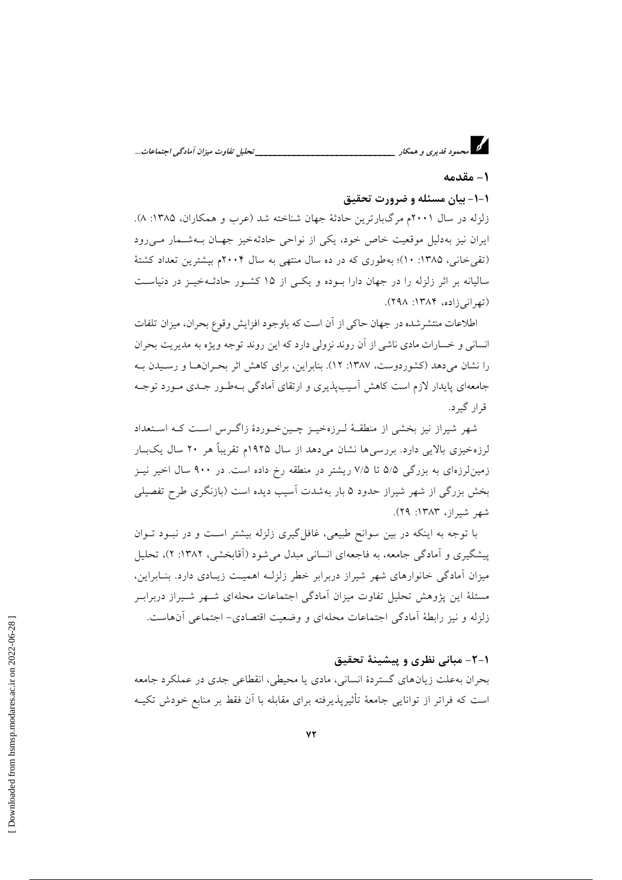## ۱- مقدمه

### ۱-۱- بیان مسئله و ضرورت تحقیق

زلزله در سال ۲۰۰۱م مرگ‌بارترین حادثهٔ جهان شناخته شد (عرب و همکاران، ۱۳۸۵: ۸). ایران نیز به‌دلیل موقعیت خاص خود، یکی از نواحی حادثه‌خیز جهان به‌شمار می‌رود (تقی‌خانی، ۱۳۸۵: ۱۰)؛ به‌طوری که در ده سال منتهی به سال ۲۰۰۴م بیشترین تعداد کشتهٔ سالیانه بر اثر زلزله را در جهان دارا بوده و یکی از ۱۵ کشور حادثه‌خیز در دنیاست (تهرانی‌زاده، ۱۳۸۴: ۲۹۸).

اطلاعات منتشرشده در جهان حاکی از آن است که باوجود افزایش وقوع بحران، میزان تلفات انسانی و خسارات مادی ناشی از آن روند نزولی دارد که این روند توجه ویژه به مدیریت بحران را نشان می‌دهد (کشوردوست، ۱۳۸۷: ۱۲). بنابراین، برای کاهش اثر بحران‌ها و رسیدن به جامعه‌ای پایدار لازم است کاهش آسیب‌پذیری و ارتقای آمادگی به‌طور جدی مورد توجه قرار گیرد.

شهر شیراز نیز بخشی از منطقهٔ لرزه‌خیز چین‌خوردهٔ زاگرس است که استعداد لرزه‌خیزی بالایی دارد. بررسی‌ها نشان می‌دهد از سال ۱۹۲۵م تقریباً هر ۲۰ سال یک‌بار زمین‌لرزه‌ای به بزرگی ۵/۵ تا ۷/۵ ریشتر در منطقه رخ داده است. در ۹۰۰ سال اخیر نیز بخش بزرگی از شهر شیراز حدود ۵ بار به‌شدت آسیب دیده است (بازنگری طرح تفصیلی شهر شیراز، ۱۳۸۳: ۲۹).

با توجه به اینکه در بین سوانح طبیعی، غافل‌گیری زلزله بیشتر است و در نبود توان پیشگیری و آمادگی جامعه، به فاجعه‌ای انسانی مبدل می‌شود (آقابخشی، ۱۳۸۲: ۲)، تحلیل میزان آمادگی خانوارهای شهر شیراز دربرابر خطر زلزله اهمیت زیادی دارد. بنابراین، مسئلهٔ این پژوهش تحلیل تفاوت میزان آمادگی اجتماعات محله‌ای شهر شیراز دربرابر زلزله و نیز رابطهٔ آمادگی اجتماعات محله‌ای و وضعیت اقتصادی- اجتماعی آن‌هاست.

### ۱-۲- مبانی نظری و پیشینهٔ تحقیق

بحران به‌علت زیان‌های گستردهٔ انسانی، مادی یا محیطی، انقطاعی جدی در عملکرد جامعه است که فراتر از توانایی جامعهٔ تأثیرپذیرفته برای مقابله با آن فقط بر منابع خودش تکیه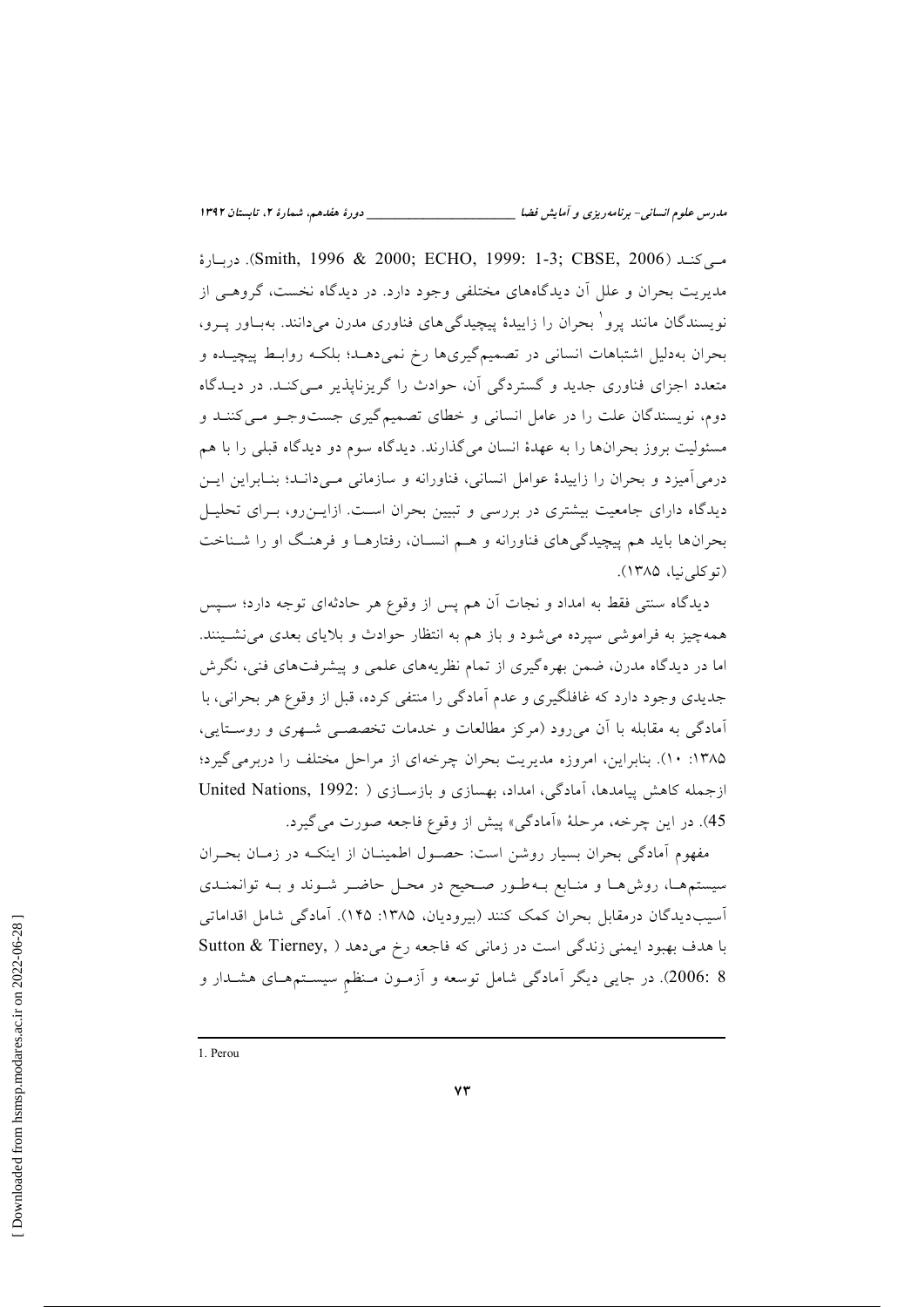می‌کنـد (Smith, 1996 & 2000; ECHO, 1999: 1-3; CBSE, 2006). دربـارهٔ مدیریت بحران و علل آن دیدگاه‌های مختلفی وجود دارد. در دیدگاه نخست، گروهـی از نویسندگان مانند پرو[1] بحران را زاییدهٔ پیچیدگی‌های فناوری مدرن می‌دانند. به‌بـاور پـرو، بحران به‌دلیل اشتباهات انسانی در تصمیم‌گیری‌ها رخ نمی‌دهـد؛ بلکـه روابـط پیچیـده و متعدد اجزای فناوری جدید و گستردگی آن، حوادث را گریزناپذیر مـی‌کنـد. در دیـدگاه دوم، نویسندگان علت را در عامل انسانی و خطای تصمیم‌گیری جست‌وجـو مـی‌کننـد و مسئولیت بروز بحران‌ها را به عهدهٔ انسان می‌گذارند. دیدگاه سوم دو دیدگاه قبلی را با هم درمی‌آمیزد و بحران را زاییدهٔ عوامل انسانی، فناورانه و سازمانی مـی‌دانـد؛ بنـابراین ایـن دیدگاه دارای جامعیت بیشتری در بررسی و تبیین بحران اسـت. ازایـن‌رو، بـرای تحلیـل بحران‌ها باید هم پیچیدگی‌های فناورانه و هـم انسـان، رفتارهـا و فرهنـگ او را شـناخت (توکلی‌نیا، ۱۳۸۵).

دیدگاه سنتی فقط به امداد و نجات آن هم پس از وقوع هر حادثه‌ای توجه دارد؛ سـپس همه‌چیز به فراموشی سپرده می‌شود و باز هم به انتظار حوادث و بلایای بعدی می‌نشـینند. اما در دیدگاه مدرن، ضمن بهره‌گیری از تمام نظریه‌های علمی و پیشرفت‌های فنی، نگرش جدیدی وجود دارد که غافلگیری و عدم آمادگی را منتفی کرده، قبل از وقوع هر بحرانی، با آمادگی به مقابله با آن می‌رود (مرکز مطالعات و خدمات تخصصـی شـهری و روسـتایی، ۱۳۸۵: ۱۰). بنابراین، امروزه مدیریت بحران چرخه‌ای از مراحل مختلف را دربرمی‌گیرد؛ ازجمله کاهش پیامدها، آمادگی، امداد، بهسازی و بازسـازی (United Nations, 1992: 45). در این چرخه، مرحلهٔ «آمادگی» پیش از وقوع فاجعه صورت می‌گیرد.

مفهوم آمادگی بحران بسیار روشن است: حصـول اطمینـان از اینکـه در زمـان بحـران سیستم‌هـا، روش‌هـا و منـابع بـه‌طـور صـحیح در محـل حاضـر شـوند و بـه توانمنـدی آسیب‌دیدگان درمقابل بحران کمک کنند (بیرودیان، ۱۳۸۵: ۱۴۵). آمادگی شامل اقداماتی با هدف بهبود ایمنی زندگی است در زمانی که فاجعه رخ می‌دهد (Sutton & Tierney, 2006: 8). در جایی دیگر آمادگی شامل توسعه و آزمـون مـنظمِ سیسـتم‌هـای هشـدار و

---

1. Perou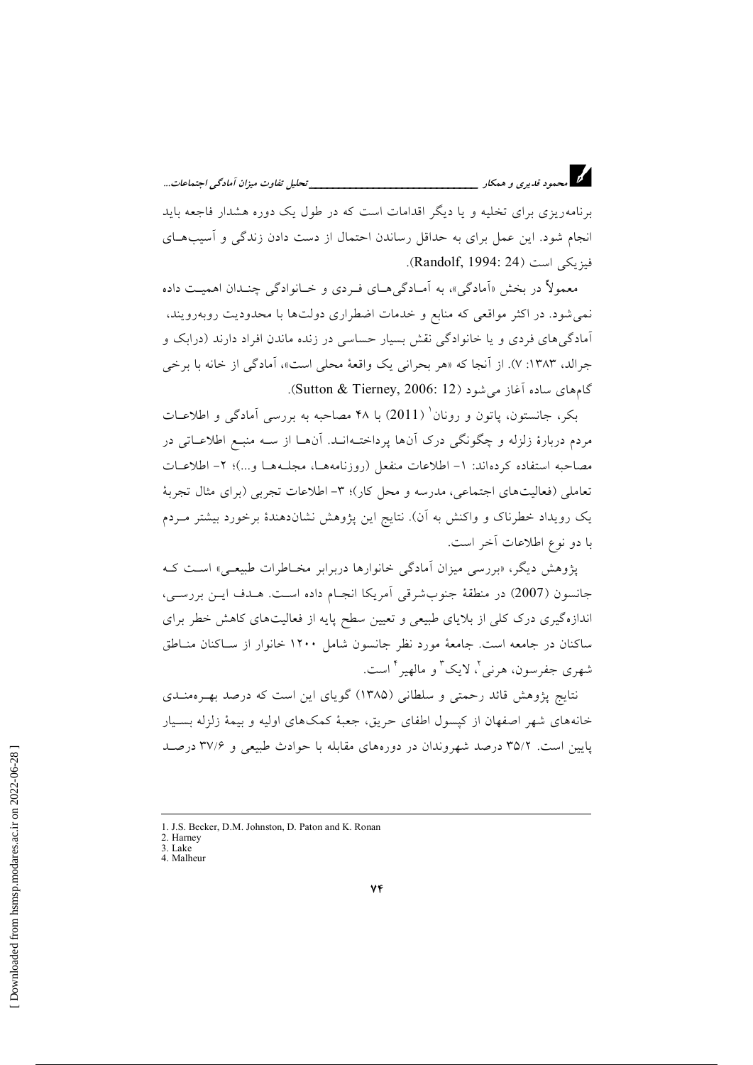برنامه‌ریزی برای تخلیه و یا دیگر اقدامات است که در طول یک دوره هشدار فاجعه باید انجام شود. این عمل برای به حداقل رساندن احتمال از دست دادن زندگی و آسیب‌های فیزیکی است (Randolf, 1994: 24).

معمولاً در بخش «آمادگی»، به آمادگی‌های فردی و خانوادگی چندان اهمیت داده نمی‌شود. در اکثر مواقعی که منابع و خدمات اضطراری دولت‌ها با محدودیت روبه‌رویند، آمادگی‌های فردی و یا خانوادگی نقش بسیار حساسی در زنده ماندن افراد دارند (درابک و جرالد، ۱۳۸۳: ۷). از آنجا که «هر بحرانی یک واقعهٔ محلی است»، آمادگی از خانه با برخی گام‌های ساده آغاز می‌شود (Sutton & Tierney, 2006: 12).

بکر، جانستون، پاتون و رونان[1] (2011) با ۴۸ مصاحبه به بررسی آمادگی و اطلاعات مردم دربارهٔ زلزله و چگونگی درک آن‌ها پرداخته‌اند. آن‌ها از سه منبع اطلاعاتی در مصاحبه استفاده کرده‌اند: ۱- اطلاعات منفعل (روزنامه‌ها، مجله‌ها و...)؛ ۲- اطلاعات تعاملی (فعالیت‌های اجتماعی، مدرسه و محل کار)؛ ۳- اطلاعات تجربی (برای مثال تجربهٔ یک رویداد خطرناک و واکنش به آن). نتایج این پژوهش نشان‌دهندهٔ برخورد بیشتر مردم با دو نوع اطلاعات آخر است.

پژوهش دیگر، «بررسی میزان آمادگی خانوارها دربرابر مخاطرات طبیعی» است که جانسون (2007) در منطقهٔ جنوب‌شرقی آمریکا انجام داده است. هدف این بررسی، اندازه‌گیری درک کلی از بلایای طبیعی و تعیین سطح پایه از فعالیت‌های کاهش خطر برای ساکنان در جامعه است. جامعهٔ مورد نظر جانسون شامل ۱۲۰۰ خانوار از ساکنان مناطق شهری جفرسون، هرنی[2]، لایک[3] و مالهیر[4] است.

نتایج پژوهش قائد رحمتی و سلطانی (۱۳۸۵) گویای این است که درصد بهره‌مندی خانه‌های شهر اصفهان از کپسول اطفای حریق، جعبهٔ کمک‌های اولیه و بیمهٔ زلزله بسیار پایین است. ۳۵/۲ درصد شهروندان در دوره‌های مقابله با حوادث طبیعی و ۳۷/۶ درصد

---

1. J.S. Becker, D.M. Johnston, D. Paton and K. Ronan
2. Harney
3. Lake
4. Malheur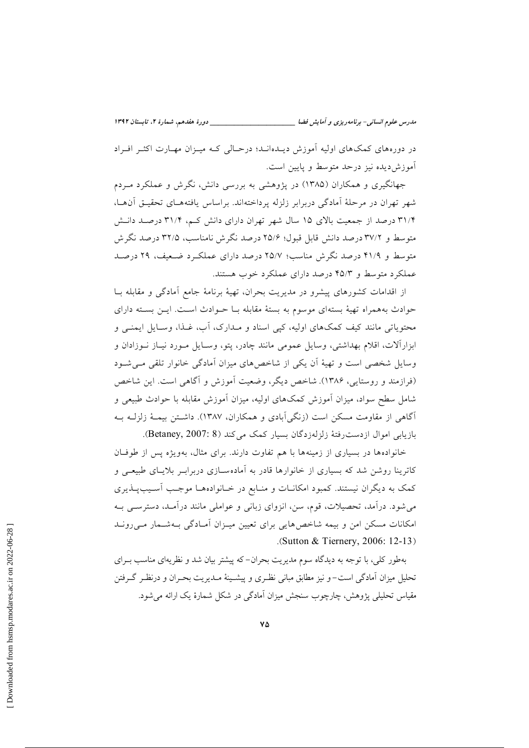در دوره‌های کمک‌های اولیه آموزش دیده‌اند؛ درحالی که میزان مهارت اکثر افراد آموزش‌دیده نیز درحد متوسط و پایین است.

جهانگیری و همکاران (۱۳۸۵) در پژوهشی به بررسی دانش، نگرش و عملکرد مردم شهر تهران در مرحلهٔ آمادگی دربرابر زلزله پرداخته‌اند. براساس یافته‌های تحقیق آن‌ها، ۳۱/۴ درصد از جمعیت بالای ۱۵ سال شهر تهران دارای دانش کم، ۳۱/۴ درصد دانش متوسط و ۳۷/۲ درصد دانش قابل قبول؛ ۲۵/۶ درصد نگرش نامناسب، ۳۲/۵ درصد نگرش متوسط و ۴۱/۹ درصد نگرش مناسب؛ ۲۵/۷ درصد دارای عملکرد ضعیف، ۲۹ درصد عملکرد متوسط و ۴۵/۳ درصد دارای عملکرد خوب هستند.

از اقدامات کشورهای پیشرو در مدیریت بحران، تهیهٔ برنامهٔ جامع آمادگی و مقابله با حوادث به‌همراه تهیهٔ بسته‌ای موسوم به بستهٔ مقابله با حوادث است. این بسته دارای محتویاتی مانند کیف کمک‌های اولیه، کپی اسناد و مدارک، آب، غذا، وسایل ایمنی و ابزارآلات، اقلام بهداشتی، وسایل عمومی مانند چادر، پتو، وسایل مورد نیاز نوزادان و وسایل شخصی است و تهیهٔ آن یکی از شاخص‌های میزان آمادگی خانوار تلقی می‌شود (فرازمند و روستایی، ۱۳۸۶). شاخص دیگر، وضعیت آموزش و آگاهی است. این شاخص شامل سطح سواد، میزان آموزش کمک‌های اولیه، میزان آموزش مقابله با حوادث طبیعی و آگاهی از مقاومت مسکن است (زنگی‌آبادی و همکاران، ۱۳۸۷). داشتن بیمهٔ زلزله به بازیابی اموال ازدست‌رفتهٔ زلزله‌زدگان بسیار کمک می‌کند (Betaney, 2007: 8).

خانواده‌ها در بسیاری از زمینه‌ها با هم تفاوت دارند. برای مثال، به‌ویژه پس از طوفان کاترینا روشن شد که بسیاری از خانوارها قادر به آماده‌سازی دربرابر بلایای طبیعی و کمک به دیگران نیستند. کمبود امکانات و منابع در خانواده‌ها موجب آسیب‌پذیری می‌شود. درآمد، تحصیلات، قوم، سن، انزوای زبانی و عواملی مانند درآمد، دسترسی به امکانات مسکن امن و بیمه شاخص‌هایی برای تعیین میزان آمادگی به‌شمار می‌روند (Sutton & Tiernery, 2006: 12-13).

به‌طور کلی، با توجه به دیدگاه سوم مدیریت بحران- که پیشتر بیان شد و نظریه‌ای مناسب برای تحلیل میزان آمادگی است- و نیز مطابق مبانی نظری و پیشینهٔ مدیریت بحران و درنظر گرفتن مقیاس تحلیلی پژوهش، چارچوب سنجش میزان آمادگی در شکل شمارهٔ یک ارائه می‌شود.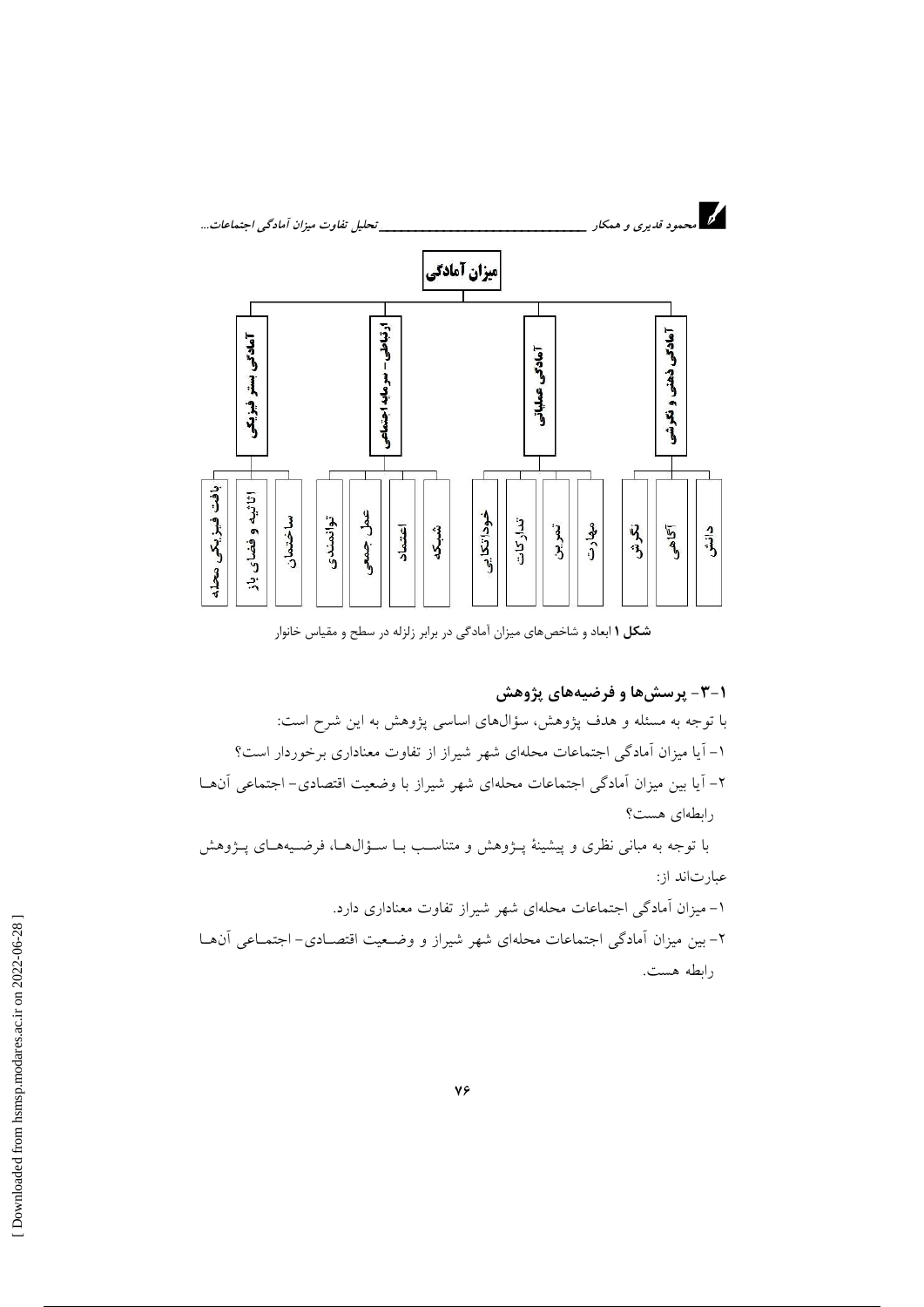- میزان آمادگی
  - آمادگی ذهنی و نگرشی
    - دانش
    - آگاهی
    - نگرش
  - آمادگی عملیاتی
    - مهارت
    - تمرین
    - تدارکات
    - خودانکایی
  - ارتباطی- سرمایه اجتماعی
    - شبکه
    - اعتماد
    - عمل جمعی
    - توانمندی
  - آمادگی بستر فیزیکی
    - ساختمان
    - اثاثیه و فضای باز
    - بافت فیزیکی محله

**شکل ۱** ابعاد و شاخص‌های میزان آمادگی در برابر زلزله در سطح و مقیاس خانوار

## ۱-۳- پرسش‌ها و فرضیه‌های پژوهش

با توجه به مسئله و هدف پژوهش، سؤال‌های اساسی پژوهش به این شرح است:

۱- آیا میزان آمادگی اجتماعات محله‌ای شهر شیراز از تفاوت معناداری برخوردار است؟

۲- آیا بین میزان آمادگی اجتماعات محله‌ای شهر شیراز با وضعیت اقتصادی- اجتماعی آن‌ها رابطه‌ای هست؟

با توجه به مبانی نظری و پیشینهٔ پژوهش و متناسب با سؤال‌ها، فرضیه‌های پژوهش عبارت‌اند از:

۱- میزان آمادگی اجتماعات محله‌ای شهر شیراز تفاوت معناداری دارد.

۲- بین میزان آمادگی اجتماعات محله‌ای شهر شیراز و وضعیت اقتصادی- اجتماعی آن‌ها رابطه هست.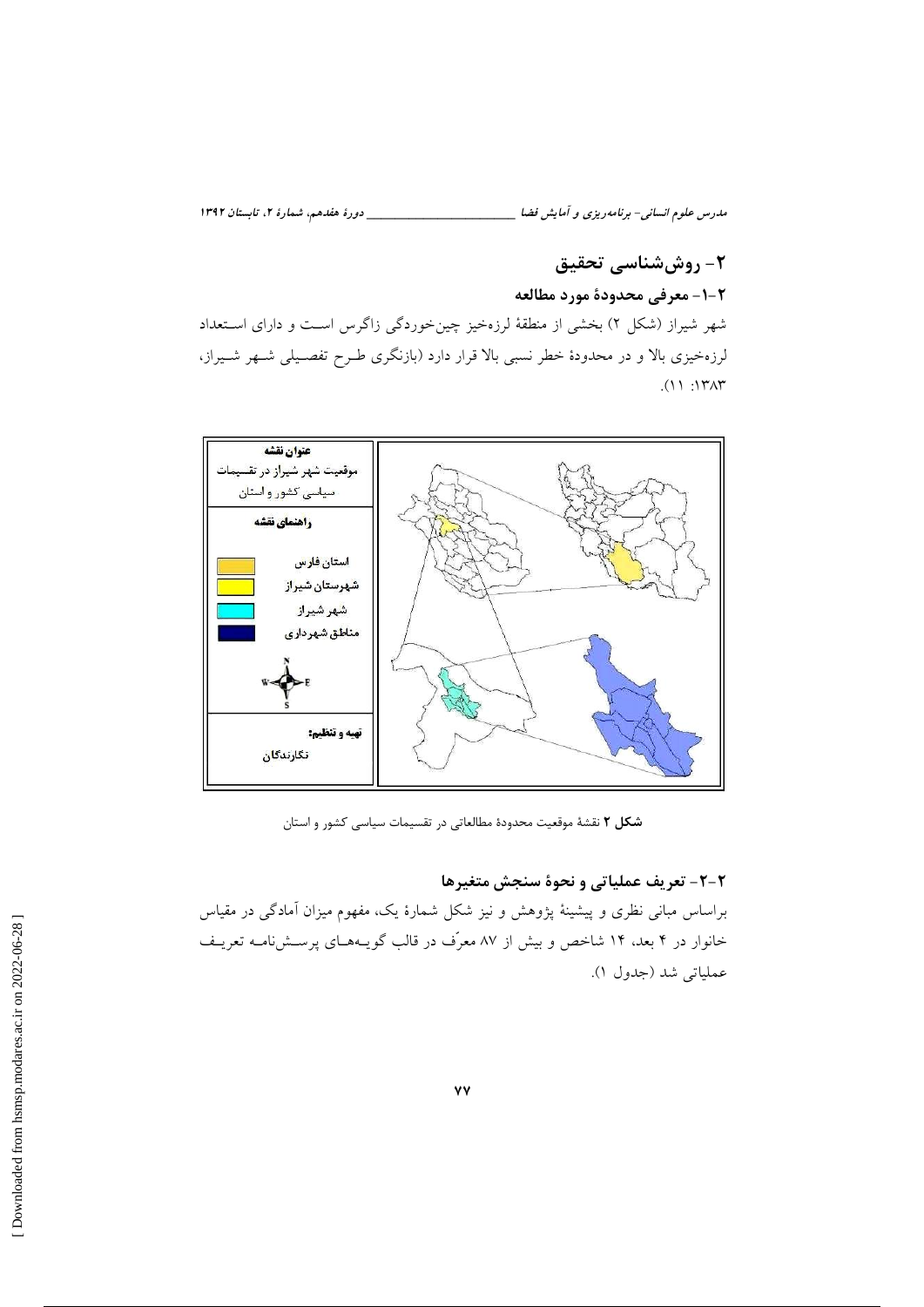## ۲- روش‌شناسی تحقیق

### ۲-۱- معرفی محدودهٔ مورد مطالعه

شهر شیراز (شکل ۲) بخشی از منطقهٔ لرزه‌خیز چین‌خوردگی زاگرس است و دارای استعداد لرزه‌خیزی بالا و در محدودهٔ خطر نسبی بالا قرار دارد (بازنگری طرح تفصیلی شهر شیراز، ۱۳۸۳: ۱۱).

**شکل ۲** نقشهٔ موقعیت محدودهٔ مطالعاتی در تقسیمات سیاسی کشور و استان

### ۲-۲- تعریف عملیاتی و نحوهٔ سنجش متغیرها

براساس مبانی نظری و پیشینهٔ پژوهش و نیز شکل شمارهٔ یک، مفهوم میزان آمادگی در مقیاس خانوار در ۴ بعد، ۱۴ شاخص و بیش از ۸۷ معرّف در قالب گویه‌های پرسش‌نامه تعریف عملیاتی شد (جدول ۱).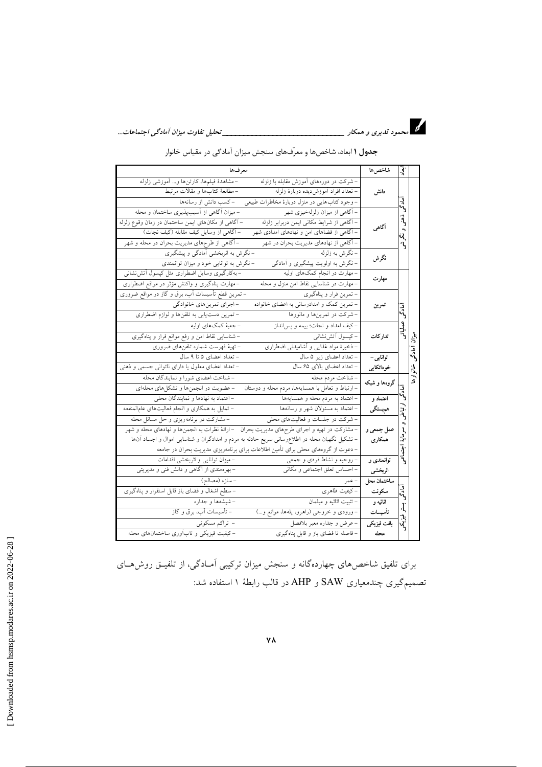**جدول ۱** ابعاد، شاخص‌ها و معرّف‌های سنجش میزان آمادگی در مقیاس خانوار

| | ابعاد | شاخص‌ها | معرف‌ها | |
|---|---|---|---|---|
| میزان آمادگی خانوارها | آمادگی ذهنی و نگرشی | دانش | - شرکت در دوره‌های آموزش مقابله با زلزله | - مشاهدهٔ فیلم‌ها، کارتن‌ها و... آموزشی زلزله |
| | | | - تعداد افراد آموزش‌دیده دربارهٔ زلزله | - مطالعهٔ کتاب‌ها و مقالات مرتبط |
| | | | - وجود کتاب‌هایی در منزل دربارهٔ مخاطرات طبیعی | - کسب دانش از رسانه‌ها |
| | | آگاهی | - آگاهی از میزان زلزله‌خیزی شهر | - میزان آگاهی از آسیب‌پذیری ساختمان و محله |
| | | | - آگاهی از شرایط مکانی ایمن دربرابر زلزله | - آگاهی از مکان‌های ایمن ساختمان در زمان وقوع زلزله |
| | | | - آگاهی از فضاهای امن و نهادهای امدادی شهر | - آگاهی از وسایل کیف مقابله (کیف نجات) |
| | | | - آگاهی از نهادهای مدیریت بحران در شهر | - آگاهی از طرح‌های مدیریت بحران در محله و شهر |
| | | نگرش | - نگرش به زلزله | - نگرش به اثربخشی آمادگی و پیشگیری |
| | | | - نگرش به اولویت پیشگیری و آمادگی | - نگرش به توانایی خود و میزان توانمندی |
| | آمادگی عملیاتی | مهارت | - مهارت در انجام کمک‌های اولیه | - به‌کارگیری وسایل اضطراری مثل کپسول آتش‌نشانی |
| | | | - مهارت در شناسایی نقاط امن منزل و محله | - مهارت پناه‌گیری و واکنش مؤثر در مواقع اضطراری |
| | | تمرین | - تمرین فرار و پناه‌گیری | - تمرین قطع تأسیسات آب، برق و گاز در مواقع ضروری |
| | | | - تمرین کمک و امدادرسانی به اعضای خانواده | - اجرای تمرین‌های خانوادگی |
| | | | - شرکت در تمرین‌ها و مانورها | - تمرین دست‌یابی به تلفن‌ها و لوازم اضطراری |
| | | تدارکات | - کیف امداد و نجات؛ بیمه و پس‌انداز | - جعبهٔ کمک‌های اولیه |
| | | | - کپسول آتش‌نشانی | - شناسایی نقاط امن و رفع موانع فرار و پناه‌گیری |
| | | | - ذخیرهٔ مواد غذایی و آشامیدنی اضطراری | - تهیهٔ فهرست شماره تلفن‌های ضروری |
| | | توانایی-خوداتکایی | - تعداد اعضای زیر ۵ سال | - تعداد اعضای ۵ تا ۹ سال |
| | | | - تعداد اعضای بالای ۶۵ سال | - تعداد اعضای معلول یا دارای ناتوانی جسمی و ذهنی |
| | آمادگی ارتباطی و سرمایهٔ اجتماعی | گروه‌ها و شبکه | - شناخت مردم محله | - شناخت اعضای شورا و نمایندگان محله |
| | | | - ارتباط و تعامل با همسایه‌ها، مردم محله و دوستان | - عضویت در انجمن‌ها و تشکل‌های محله‌ای |
| | | اعتماد و همبستگی | - اعتماد به مردم محله و همسایه‌ها | - اعتماد به نهادها و نمایندگان محلی |
| | | | - اعتماد به مسئولان شهر و رسانه‌ها | - تمایل به همکاری و انجام فعالیت‌های عام‌المنفعه |
| | | عمل جمعی و همکاری | - شرکت در جلسات و فعالیت‌های محلی | - مشارکت در برنامه‌ریزی و حل مسائل محله |
| | | | - مشارکت در تهیه و اجرای طرح‌های مدیریت بحران | - ارائهٔ نظرات به انجمن‌ها و نهادهای محله و شهر |
| | | | - تشکیل نگهبان محله در اطلاع‌رسانی سریع حادثه به مردم و امدادگران و شناسایی اموال و اجساد آن‌ها | |
| | | | - دعوت از گروه‌های محلی برای تأمین اطلاعات برای برنامه‌ریزی مدیریت بحران در جامعه | |
| | | توانمندی و اثربخشی | - روحیه و نشاط فردی و جمعی | - میزان توانایی و اثربخشی اقدامات |
| | | | - احساس تعلق اجتماعی و مکانی | - بهره‌مندی از آگاهی و دانش فنی و مدیریتی |
| | آمادگی بستر فیزیکی | ساختمان محل سکونت | - عمر | - سازه (مصالح) |
| | | | - کیفیت ظاهری | - سطح اشغال و فضای باز قابل استقرار و پناه‌گیری |
| | | اثاثیه و تأسیسات | - تثبیت اثاثیه و مبلمان | - شیشه‌ها و جداره |
| | | | - ورودی و خروجی (راهرو، پله‌ها، موانع و...) | - تأسیسات آب، برق و گاز |
| | | بافت فیزیکی محله | - عرض و جداره معبر بلافصل | - تراکم مسکونی |
| | | | - فاصله تا فضای باز و قابل پناه‌گیری | - کیفیت فیزیکی و تاب‌آوری ساختمان‌های محله |

برای تلفیق شاخص‌های چهاردگانه و سنجش میزان ترکیبی آمادگی، از تلفیق روش‌های تصمیم‌گیری چندمعیاری SAW و AHP در قالب رابطهٔ ۱ استفاده شد: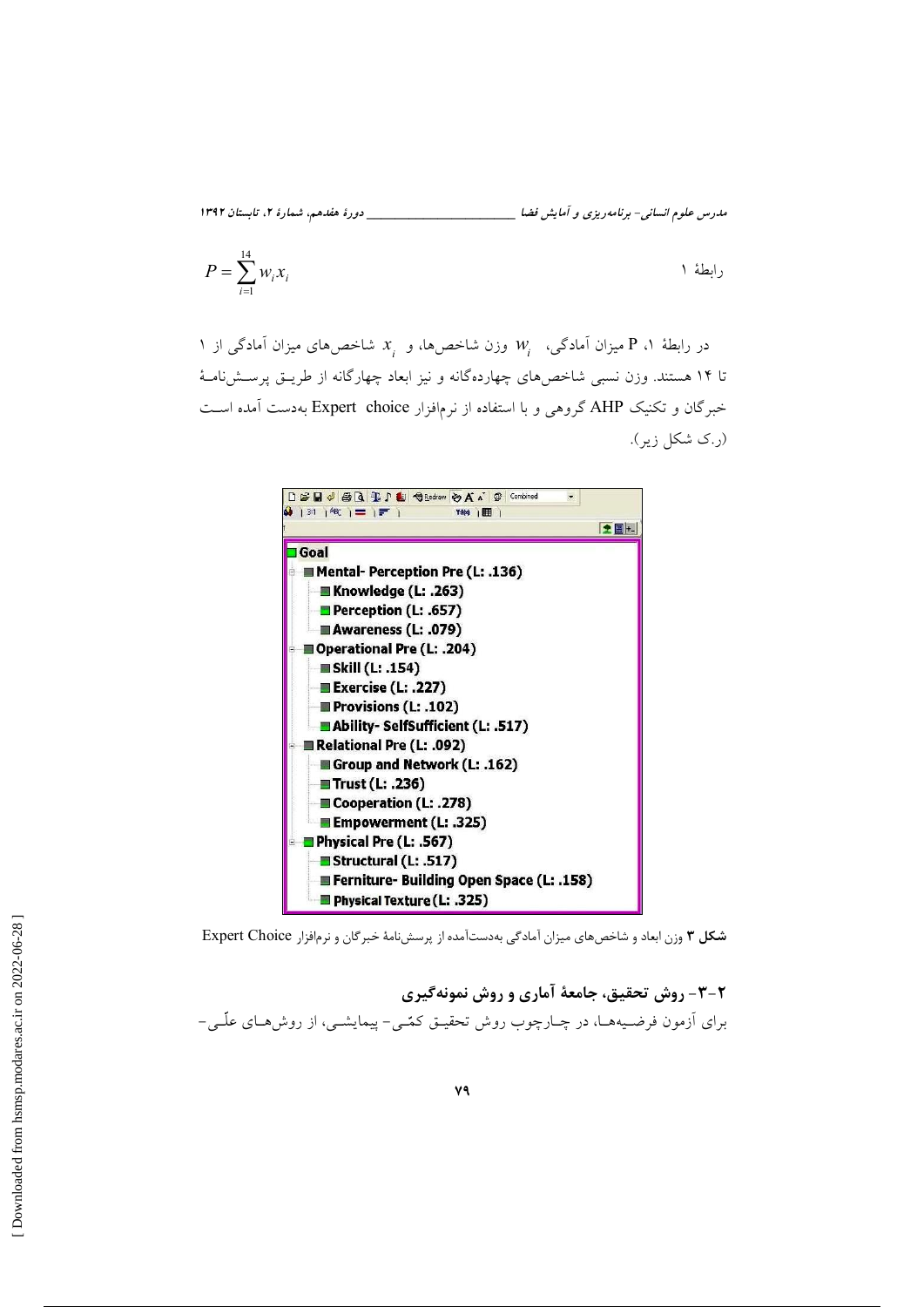$$P = \sum_{i=1}^{14} w_i x_i$$ رابطهٔ ۱

در رابطهٔ ۱، P میزان آمادگی، $w_i$ وزن شاخص‌ها، و $x_i$ شاخص‌های میزان آمادگی از ۱ تا ۱۴ هستند. وزن نسبی شاخص‌های چهارده‌گانه و نیز ابعاد چهارگانه از طریق پرسش‌نامهٔ خبرگان و تکنیک AHP گروهی و با استفاده از نرم‌افزار Expert choice به‌دست آمده است (ر.ک شکل زیر).

- Goal
  - Mental- Perception Pre (L: .136)
    - Knowledge (L: .263)
    - Perception (L: .657)
    - Awareness (L: .079)
  - Operational Pre (L: .204)
    - Skill (L: .154)
    - Exercise (L: .227)
    - Provisions (L: .102)
    - Ability- SelfSufficient (L: .517)
  - Relational Pre (L: .092)
    - Group and Network (L: .162)
    - Trust (L: .236)
    - Cooperation (L: .278)
    - Empowerment (L: .325)
  - Physical Pre (L: .567)
    - Structural (L: .517)
    - Ferniture- Building Open Space (L: .158)
    - Physical Texture (L: .325)

**شکل ۳** وزن ابعاد و شاخص‌های میزان آمادگی به‌دست‌آمده از پرسش‌نامهٔ خبرگان و نرم‌افزار Expert Choice

### ۲-۳- روش تحقیق، جامعهٔ آماری و روش نمونه‌گیری

برای آزمون فرضیه‌ها، در چارچوب روش تحقیق کمّی- پیمایشی، از روش‌های علّی-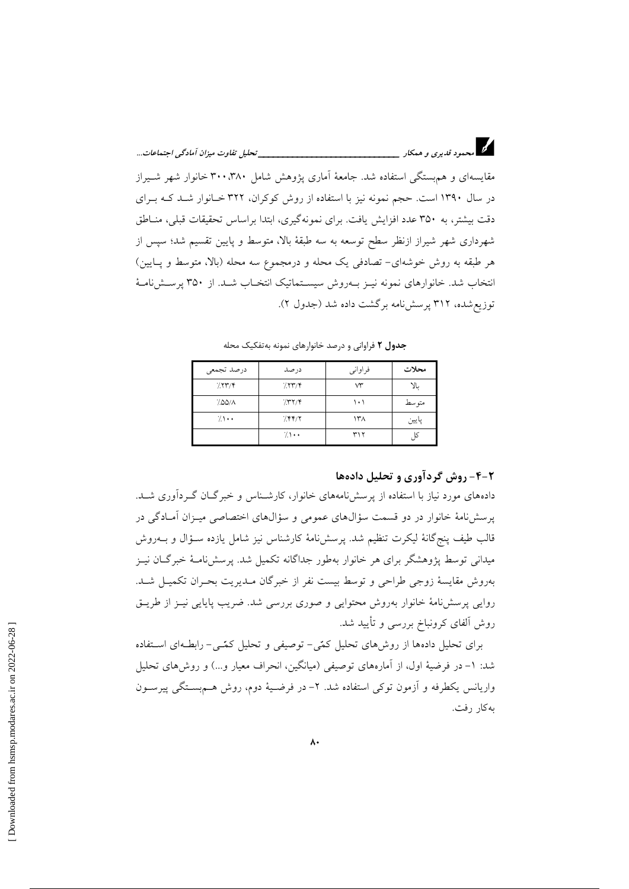مقایسه‌ای و هم‌بستگی استفاده شد. جامعهٔ آماری پژوهش شامل ۳۰۰،۳۸۰ خانوار شهر شیراز در سال ۱۳۹۰ است. حجم نمونه نیز با استفاده از روش کوکران، ۳۲۲ خانوار شد که برای دقت بیشتر، به ۳۵۰ عدد افزایش یافت. برای نمونه‌گیری، ابتدا براساس تحقیقات قبلی، مناطق شهرداری شهر شیراز ازنظر سطح توسعه به سه طبقهٔ بالا، متوسط و پایین تقسیم شد؛ سپس از هر طبقه به روش خوشه‌ای- تصادفی یک محله و درمجموع سه محله (بالا، متوسط و پایین) انتخاب شد. خانوارهای نمونه نیز به‌روش سیستماتیک انتخاب شد. از ۳۵۰ پرسش‌نامهٔ توزیع‌شده، ۳۱۲ پرسش‌نامه برگشت داده شد (جدول ۲).

**جدول ۲** فراوانی و درصد خانوارهای نمونه به‌تفکیک محله

| محلات | فراوانی | درصد | درصد تجمعی |
| --- | --- | --- | --- |
| بالا | ۷۳ | ٪۲۳/۴ | ٪۲۳/۴ |
| متوسط | ۱۰۱ | ٪۳۲/۴ | ٪۵۵/۸ |
| پایین | ۱۳۸ | ٪۴۴/۲ | ٪۱۰۰ |
| کل | ۳۱۲ | ٪۱۰۰ | |

## ۲-۴- روش گردآوری و تحلیل داده‌ها

داده‌های مورد نیاز با استفاده از پرسش‌نامه‌های خانوار، کارشناس و خبرگان گردآوری شد. پرسش‌نامهٔ خانوار در دو قسمت سؤال‌های عمومی و سؤال‌های اختصاصی میزان آمادگی در قالب طیف پنج‌گانهٔ لیکرت تنظیم شد. پرسش‌نامهٔ کارشناس نیز شامل یازده سؤال و به‌روش میدانی توسط پژوهشگر برای هر خانوار به‌طور جداگانه تکمیل شد. پرسش‌نامهٔ خبرگان نیز به‌روش مقایسهٔ زوجی طراحی و توسط بیست نفر از خبرگان مدیریت بحران تکمیل شد. روایی پرسش‌نامهٔ خانوار به‌روش محتوایی و صوری بررسی شد. ضریب پایایی نیز از طریق روش آلفای کرونباخ بررسی و تأیید شد.

برای تحلیل داده‌ها از روش‌های تحلیل کمّی- توصیفی و تحلیل کمّی- رابطه‌ای استفاده شد: ۱- در فرضیهٔ اول، از آماره‌های توصیفی (میانگین، انحراف معیار و...) و روش‌های تحلیل واریانس یکطرفه و آزمون توکی استفاده شد. ۲- در فرضیهٔ دوم، روش هم‌بستگی پیرسون به‌کار رفت.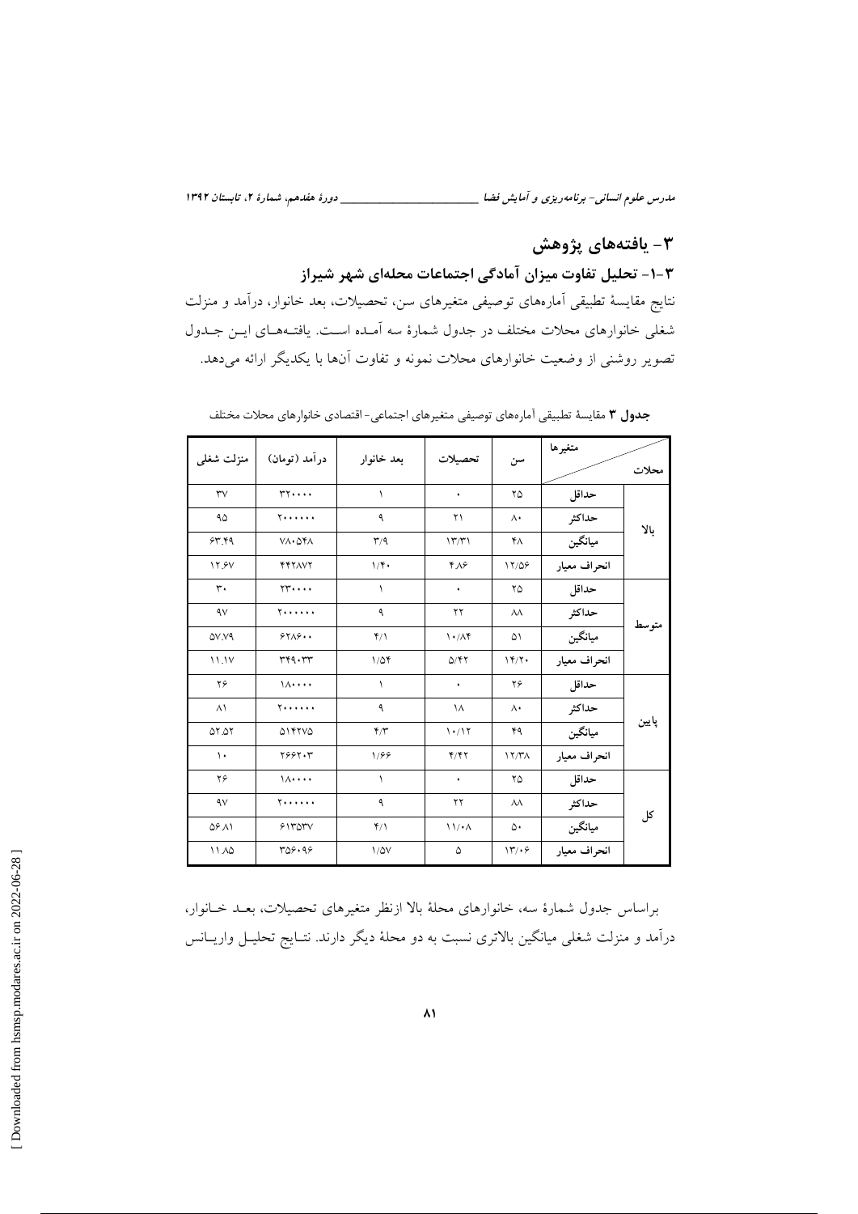## ۳- یافته‌های پژوهش

### ۳-۱- تحلیل تفاوت میزان آمادگی اجتماعات محله‌ای شهر شیراز

نتایج مقایسهٔ تطبیقی آماره‌های توصیفی متغیرهای سن، تحصیلات، بعد خانوار، درآمد و منزلت شغلی خانوارهای محلات مختلف در جدول شمارهٔ سه آمـده اسـت. یافتـه‌هـای ایـن جـدول تصویر روشنی از وضعیت خانوارهای محلات نمونه و تفاوت آن‌ها با یکدیگر ارائه می‌دهد.

**جدول ۳** مقایسهٔ تطبیقی آماره‌های توصیفی متغیرهای اجتماعی- اقتصادی خانوارهای محلات مختلف

| محلات | متغیرها | سن | تحصیلات | بعد خانوار | درآمد (تومان) | منزلت شغلی |
|---|---|---|---|---|---|---|
| بالا | حداقل | ۲۵ | ۰ | ۱ | ۳۲۰۰۰۰ | ۳۷ |
| | حداکثر | ۸۰ | ۲۱ | ۹ | ۲۰۰۰۰۰۰ | ۹۵ |
| | میانگین | ۴۸ | ۱۳/۳۱ | ۳/۹ | ۷۸۰۵۴۸ | ۶۳.۴۹ |
| | انحراف معیار | ۱۲/۵۶ | ۴.۸۶ | ۱/۴۰ | ۴۴۲۸۷۲ | ۱۲.۶۷ |
| متوسط | حداقل | ۲۵ | ۰ | ۱ | ۲۳۰۰۰۰ | ۳۰ |
| | حداکثر | ۸۸ | ۲۲ | ۹ | ۲۰۰۰۰۰۰ | ۹۷ |
| | میانگین | ۵۱ | ۱۰/۸۴ | ۴/۱ | ۶۲۸۶۰۰ | ۵۷.۷۹ |
| | انحراف معیار | ۱۴/۲۰ | ۵/۴۲ | ۱/۵۴ | ۳۴۹۰۳۳ | ۱۱.۱۷ |
| پایین | حداقل | ۲۶ | ۰ | ۱ | ۱۸۰۰۰۰ | ۲۶ |
| | حداکثر | ۸۰ | ۱۸ | ۹ | ۲۰۰۰۰۰۰ | ۸۱ |
| | میانگین | ۴۹ | ۱۰/۱۲ | ۴/۳ | ۵۱۴۲۷۵ | ۵۲.۵۲ |
| | انحراف معیار | ۱۲/۳۸ | ۴/۴۲ | ۱/۶۶ | ۲۶۶۲۰۳ | ۱۰ |
| کل | حداقل | ۲۵ | ۰ | ۱ | ۱۸۰۰۰۰ | ۲۶ |
| | حداکثر | ۸۸ | ۲۲ | ۹ | ۲۰۰۰۰۰۰ | ۹۷ |
| | میانگین | ۵۰ | ۱۱/۰۸ | ۴/۱ | ۶۱۳۵۳۷ | ۵۶.۸۱ |
| | انحراف معیار | ۱۳/۰۶ | ۵ | ۱/۵۷ | ۳۵۶۰۹۶ | ۱۱.۸۵ |

براساس جدول شمارهٔ سه، خانوارهای محلهٔ بالا ازنظر متغیرهای تحصیلات، بعـد خـانوار، درآمد و منزلت شغلی میانگین بالاتری نسبت به دو محلهٔ دیگر دارند. نتـایج تحلیـل واریـانس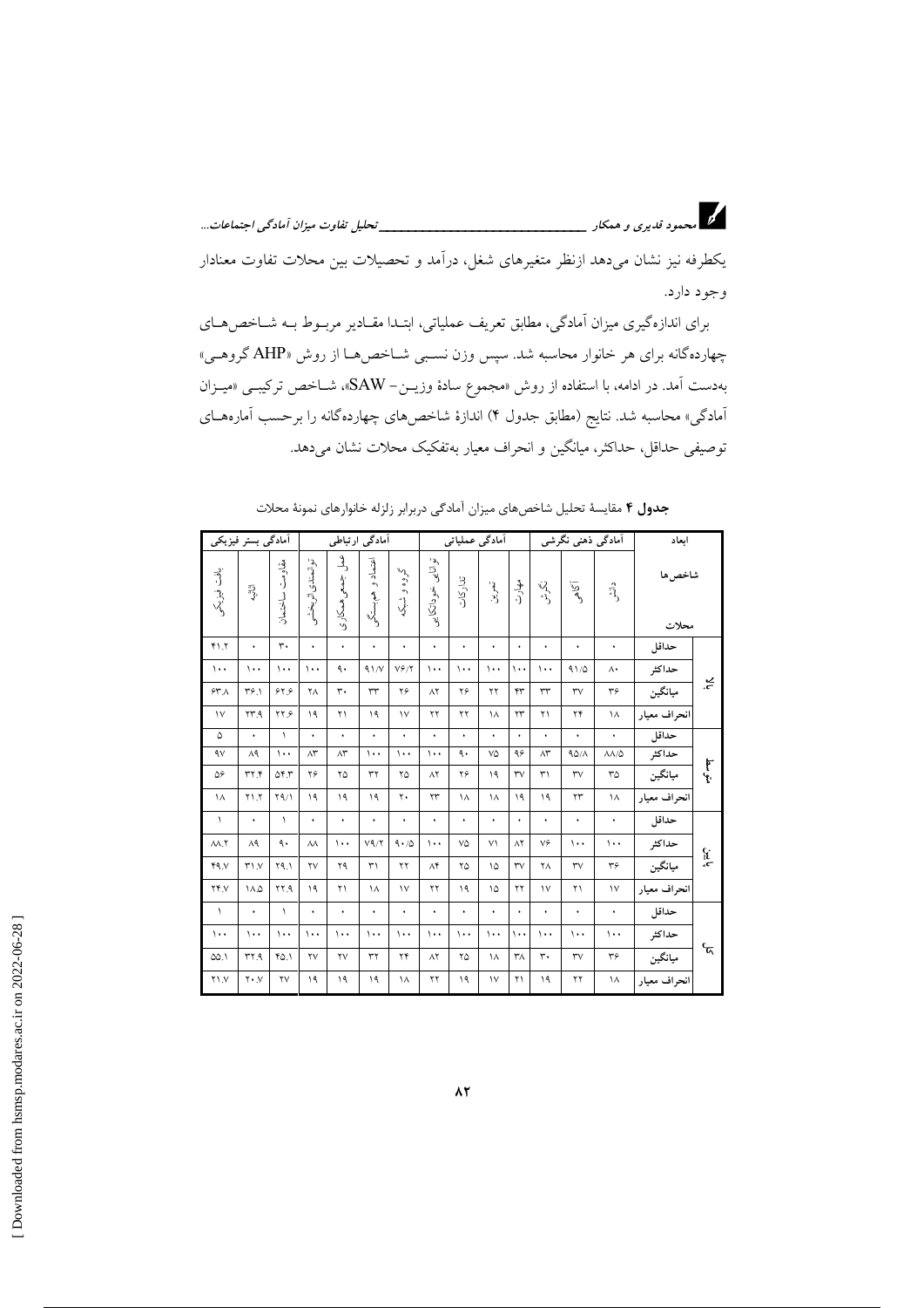یکطرفه نیز نشان می‌دهد ازنظر متغیرهای شغل، درآمد و تحصیلات بین محلات تفاوت معنادار وجود دارد.

برای اندازه‌گیری میزان آمادگی، مطابق تعریف عملیاتی، ابتدا مقادیر مربوط به شاخص‌های چهارده‌گانه برای هر خانوار محاسبه شد. سپس وزن نسبی شاخص‌ها از روش «AHP گروهی» به‌دست آمد. در ادامه، با استفاده از روش «مجموع سادهٔ وزین- SAW»، شاخص ترکیبی «میزان آمادگی» محاسبه شد. نتایج (مطابق جدول ۴) اندازهٔ شاخص‌های چهارده‌گانه را برحسب آماره‌های توصیفی حداقل، حداکثر، میانگین و انحراف معیار به‌تفکیک محلات نشان می‌دهد.

**جدول ۴** مقایسهٔ تحلیل شاخص‌های میزان آمادگی دربرابر زلزله خانوارهای نمونهٔ محلات

| ابعاد | | آمادگی ذهنی نگرشی | | | آمادگی عملیاتی | | | | آمادگی ارتباطی | | | | آمادگی بستر فیزیکی | | |
|---|---|---|---|---|---|---|---|---|---|---|---|---|---|---|---|
| محلات | شاخص‌ها | دانش | آگاهی | نگرش | مهارت | تمرین | تدارکات | توانایی خوداتکایی | گروه و شبکه | اعتماد و همبستگی | عمل جمعی همکاری | توانمندی ارتباطی | مقاومت ساختمان | ابنیه | بافت فیزیکی |
| بالا | حداقل | ۰ | ۰ | ۰ | ۰ | ۰ | ۰ | ۰ | ۰ | ۰ | ۰ | ۰ | ۳۰ | ۰ | ۴۱.۲ |
| | حداکثر | ۸۰ | ۹۱/۵ | ۱۰۰ | ۱۰۰ | ۱۰۰ | ۱۰۰ | ۱۰۰ | ۷۶/۲ | ۹۱/۷ | ۹۰ | ۱۰۰ | ۱۰۰ | ۱۰۰ | ۱۰۰ |
| | میانگین | ۳۶ | ۳۷ | ۳۳ | ۴۳ | ۲۲ | ۲۶ | ۸۲ | ۲۶ | ۳۳ | ۳۰ | ۲۸ | ۶۲.۶ | ۳۶.۱ | ۶۳.۸ |
| | انحراف معیار | ۱۸ | ۲۴ | ۲۱ | ۲۳ | ۱۸ | ۲۲ | ۲۲ | ۱۷ | ۱۹ | ۲۱ | ۱۹ | ۲۲.۶ | ۲۳.۹ | ۱۷ |
| متوسط | حداقل | ۰ | ۰ | ۰ | ۰ | ۰ | ۰ | ۰ | ۰ | ۰ | ۰ | ۰ | ۱ | ۰ | ۵ |
| | حداکثر | ۸۸/۵ | ۹۵/۸ | ۸۳ | ۹۶ | ۷۵ | ۹۰ | ۱۰۰ | ۱۰۰ | ۱۰۰ | ۸۳ | ۸۳ | ۱۰۰ | ۸۹ | ۹۷ |
| | میانگین | ۳۵ | ۳۷ | ۳۱ | ۳۷ | ۱۹ | ۲۶ | ۸۲ | ۲۵ | ۳۲ | ۲۵ | ۲۶ | ۵۴.۳ | ۳۲.۴ | ۵۶ |
| | انحراف معیار | ۱۸ | ۲۳ | ۱۹ | ۱۹ | ۱۸ | ۱۸ | ۲۳ | ۲۰ | ۱۹ | ۱۹ | ۱۹ | ۲۹/۱ | ۲۱.۲ | ۱۸ |
| پایین | حداقل | ۰ | ۰ | ۰ | ۰ | ۰ | ۰ | ۰ | ۰ | ۰ | ۰ | ۰ | ۱ | ۰ | ۱ |
| | حداکثر | ۱۰۰ | ۱۰۰ | ۷۶ | ۸۲ | ۷۱ | ۷۵ | ۱۰۰ | ۹۰/۵ | ۷۹/۲ | ۱۰۰ | ۸۸ | ۹۰ | ۸۹ | ۸۸.۲ |
| | میانگین | ۳۶ | ۳۷ | ۲۸ | ۳۷ | ۱۵ | ۲۵ | ۸۴ | ۲۲ | ۳۱ | ۲۹ | ۲۷ | ۲۹.۱ | ۳۱.۷ | ۴۹.۷ |
| | انحراف معیار | ۱۷ | ۲۱ | ۱۷ | ۲۲ | ۱۵ | ۱۹ | ۲۲ | ۱۷ | ۱۸ | ۲۱ | ۱۹ | ۲۲.۹ | ۱۸.۵ | ۲۴.۷ |
| کل | حداقل | ۰ | ۰ | ۰ | ۰ | ۰ | ۰ | ۰ | ۰ | ۰ | ۰ | ۰ | ۱ | ۰ | ۱ |
| | حداکثر | ۱۰۰ | ۱۰۰ | ۱۰۰ | ۱۰۰ | ۱۰۰ | ۱۰۰ | ۱۰۰ | ۱۰۰ | ۱۰۰ | ۱۰۰ | ۱۰۰ | ۱۰۰ | ۱۰۰ | ۱۰۰ |
| | میانگین | ۳۶ | ۳۷ | ۳۰ | ۳۸ | ۱۸ | ۲۵ | ۸۲ | ۲۴ | ۳۲ | ۲۷ | ۲۷ | ۴۵.۱ | ۳۲.۹ | ۵۵.۱ |
| | انحراف معیار | ۱۸ | ۲۲ | ۱۹ | ۲۱ | ۱۷ | ۱۹ | ۲۲ | ۱۸ | ۱۹ | ۱۹ | ۱۹ | ۲۷ | ۲۰.۷ | ۲۱.۷ |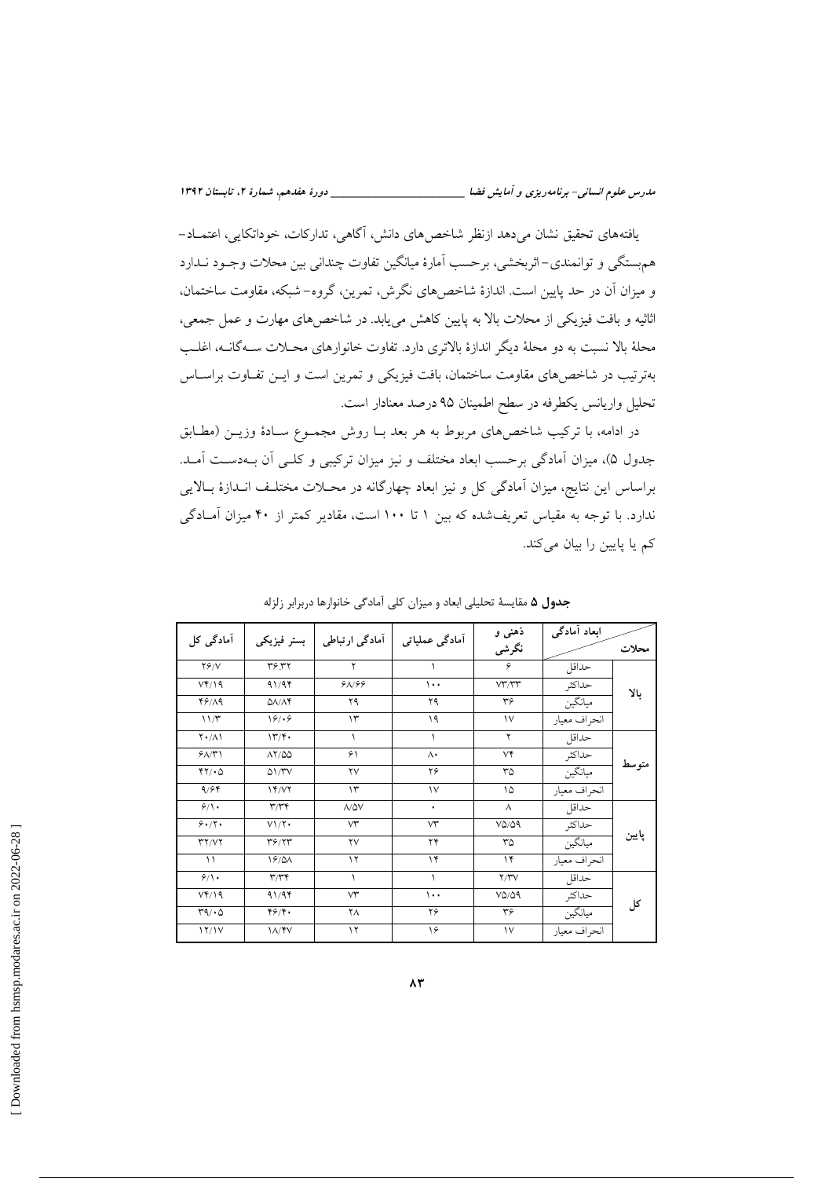یافته‌های تحقیق نشان می‌دهد ازنظر شاخص‌های دانش، آگاهی، تدارکات، خوداتکایی، اعتماد- هم‌بستگی و توانمندی- اثربخشی، برحسب آمارهٔ میانگین تفاوت چندانی بین محلات وجود ندارد و میزان آن در حد پایین است. اندازهٔ شاخص‌های نگرش، تمرین، گروه- شبکه، مقاومت ساختمان، اثاثیه و بافت فیزیکی از محلات بالا به پایین کاهش می‌یابد. در شاخص‌های مهارت و عمل جمعی، محلهٔ بالا نسبت به دو محلهٔ دیگر اندازهٔ بالاتری دارد. تفاوت خانوارهای محلات سه‌گانه، اغلب به‌ترتیب در شاخص‌های مقاومت ساختمان، بافت فیزیکی و تمرین است و این تفاوت براساس تحلیل واریانس یکطرفه در سطح اطمینان ۹۵ درصد معنادار است.

در ادامه، با ترکیب شاخص‌های مربوط به هر بعد با روش مجموع سادهٔ وزین (مطابق جدول ۵)، میزان آمادگی برحسب ابعاد مختلف و نیز میزان ترکیبی و کلی آن به‌دست آمد. براساس این نتایج، میزان آمادگی کل و نیز ابعاد چهارگانه در محلات مختلف اندازهٔ بالایی ندارد. با توجه به مقیاس تعریف‌شده که بین ۱ تا ۱۰۰ است، مقادیر کمتر از ۴۰ میزان آمادگی کم یا پایین را بیان می‌کند.

**جدول ۵** مقایسهٔ تحلیلی ابعاد و میزان کلی آمادگی خانوارها دربرابر زلزله

| محلات | ابعاد آمادگی | ذهنی و نگرشی | آمادگی عملیاتی | آمادگی ارتباطی | بستر فیزیکی | آمادگی کل |
|---|---|---|---|---|---|---|
| بالا | حداقل | ۶ | ۱ | ۲ | ۳۶.۳۲ | ۲۶/۷ |
| | حداکثر | ۷۳/۳۳ | ۱۰۰ | ۶۸/۶۶ | ۹۱/۹۴ | ۷۴/۱۹ |
| | میانگین | ۳۶ | ۲۹ | ۲۹ | ۵۸/۸۴ | ۴۶/۸۹ |
| | انحراف معیار | ۱۷ | ۱۹ | ۱۳ | ۱۶/۰۶ | ۱۱/۳ |
| متوسط | حداقل | ۲ | ۱ | ۱ | ۱۳/۴۰ | ۲۰/۸۱ |
| | حداکثر | ۷۴ | ۸۰ | ۶۱ | ۸۲/۵۵ | ۶۸/۳۱ |
| | میانگین | ۳۵ | ۲۶ | ۲۷ | ۵۱/۳۷ | ۴۲/۰۵ |
| | انحراف معیار | ۱۵ | ۱۷ | ۱۳ | ۱۴/۷۲ | ۹/۶۴ |
| پایین | حداقل | ۸ | ۰ | ۸/۵۷ | ۳/۳۴ | ۶/۱۰ |
| | حداکثر | ۷۵/۵۹ | ۷۳ | ۷۳ | ۷۱/۲۰ | ۶۰/۲۰ |
| | میانگین | ۳۵ | ۲۴ | ۲۷ | ۳۶/۲۳ | ۳۲/۷۲ |
| | انحراف معیار | ۱۴ | ۱۴ | ۱۲ | ۱۶/۵۸ | ۱۱ |
| کل | حداقل | ۲/۳۷ | ۱ | ۱ | ۳/۳۴ | ۶/۱۰ |
| | حداکثر | ۷۵/۵۹ | ۱۰۰ | ۷۳ | ۹۱/۹۴ | ۷۴/۱۹ |
| | میانگین | ۳۶ | ۲۶ | ۲۸ | ۴۶/۴۰ | ۳۹/۰۵ |
| | انحراف معیار | ۱۷ | ۱۶ | ۱۲ | ۱۸/۴۷ | ۱۲/۱۷ |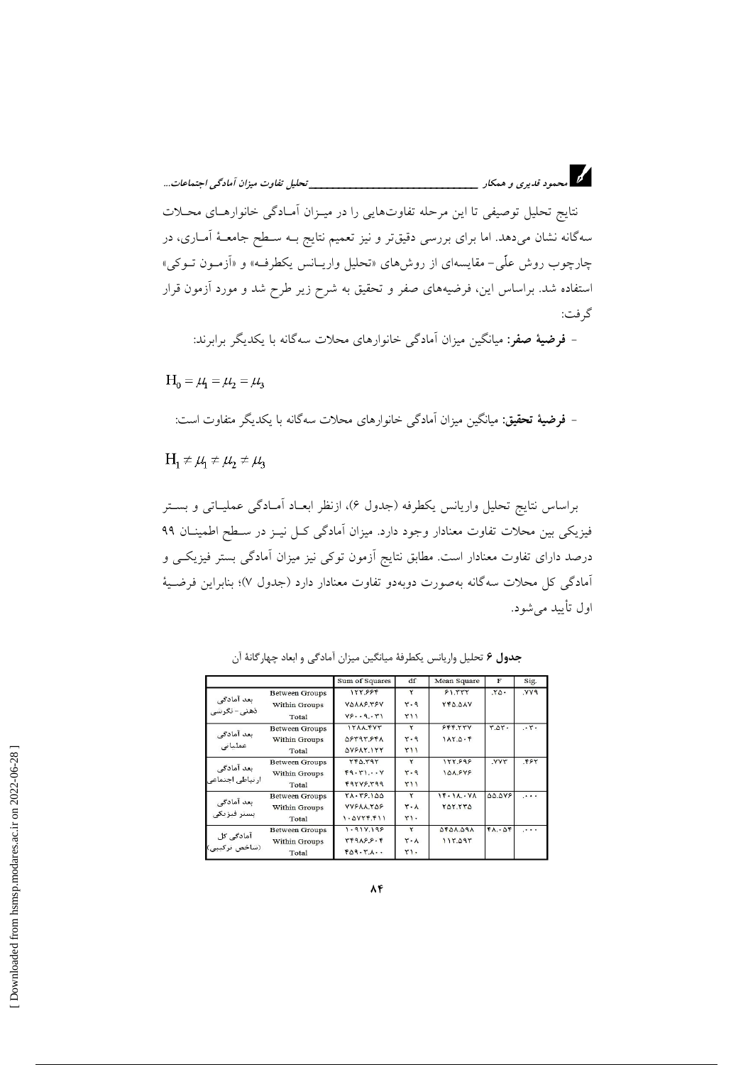نتایج تحلیل توصیفی تا این مرحله تفاوت‌هایی را در میزان آمادگی خانوارهای محلات سه‌گانه نشان می‌دهد. اما برای بررسی دقیق‌تر و نیز تعمیم نتایج به سطح جامعهٔ آماری، در چارچوب روش علّی- مقایسه‌ای از روش‌های «تحلیل واریانس یکطرفه» و «آزمون توکی» استفاده شد. براساس این، فرضیه‌های صفر و تحقیق به شرح زیر طرح شد و مورد آزمون قرار گرفت:

- **فرضیهٔ صفر:** میانگین میزان آمادگی خانوارهای محلات سه‌گانه با یکدیگر برابرند:

$$H_0 = \mu_1 = \mu_2 = \mu_3$$

- **فرضیهٔ تحقیق:** میانگین میزان آمادگی خانوارهای محلات سه‌گانه با یکدیگر متفاوت است:

$$H_1 \neq \mu_1 \neq \mu_2 \neq \mu_3$$

براساس نتایج تحلیل واریانس یکطرفه (جدول ۶)، ازنظر ابعاد آمادگی عملیاتی و بستر فیزیکی بین محلات تفاوت معنادار وجود دارد. میزان آمادگی کل نیز در سطح اطمینان ۹۹ درصد دارای تفاوت معنادار است. مطابق نتایج آزمون توکی نیز میزان آمادگی بستر فیزیکی و آمادگی کل محلات سه‌گانه به‌صورت دوبه‌دو تفاوت معنادار دارد (جدول ۷)؛ بنابراین فرضیهٔ اول تأیید می‌شود.

**جدول ۶** تحلیل واریانس یکطرفهٔ میانگین میزان آمادگی و ابعاد چهارگانهٔ آن

| | | Sum of Squares | df | Mean Square | F | Sig. |
|---|---|---|---|---|---|---|
| بعد آمادگی ذهنی- نگرشی | Between Groups | ۱۲۲.۶۶۴ | ۲ | ۶۱.۳۳۲ | .۲۵۰ | .۷۷۹ |
| | Within Groups | ۷۵۸۸۶.۳۶۷ | ۳۰۹ | ۲۴۵.۵۸۷ | | |
| | Total | ۷۶۰۰۹.۰۳۱ | ۳۱۱ | | | |
| بعد آمادگی عملیاتی | Between Groups | ۱۲۸۸.۴۷۳ | ۲ | ۶۴۴.۲۳۷ | ۳.۵۲۰ | .۰۳۰ |
| | Within Groups | ۵۶۳۹۳.۶۴۸ | ۳۰۹ | ۱۸۲.۵۰۴ | | |
| | Total | ۵۷۶۸۲.۱۲۲ | ۳۱۱ | | | |
| بعد آمادگی ارتباطی اجتماعی | Between Groups | ۲۴۵.۳۹۲ | ۲ | ۱۲۲.۶۹۶ | .۷۷۳ | .۴۶۲ |
| | Within Groups | ۴۹۰۳۱.۰۰۷ | ۳۰۹ | ۱۵۸.۶۷۶ | | |
| | Total | ۴۹۲۷۶.۳۹۹ | ۳۱۱ | | | |
| بعد آمادگی بستر فیزیکی | Between Groups | ۲۸۰۳۶.۱۵۵ | ۲ | ۱۴۰۱۸.۰۷۸ | ۵۵.۵۷۶ | .۰۰۰ |
| | Within Groups | ۷۷۶۸۸.۲۵۶ | ۳۰۸ | ۲۵۲.۲۳۵ | | |
| | Total | ۱۰۵۷۲۴.۴۱۱ | ۳۱۰ | | | |
| آمادگی کل (ساخص ترکیبی) | Between Groups | ۱۰۹۱۷.۱۹۶ | ۲ | ۵۴۵۸.۵۹۸ | ۴۸.۰۵۴ | .۰۰۰ |
| | Within Groups | ۳۴۹۸۶.۶۰۴ | ۳۰۸ | ۱۱۳.۵۹۳ | | |
| | Total | ۴۵۹۰۳.۸۰۰ | ۳۱۰ | | | |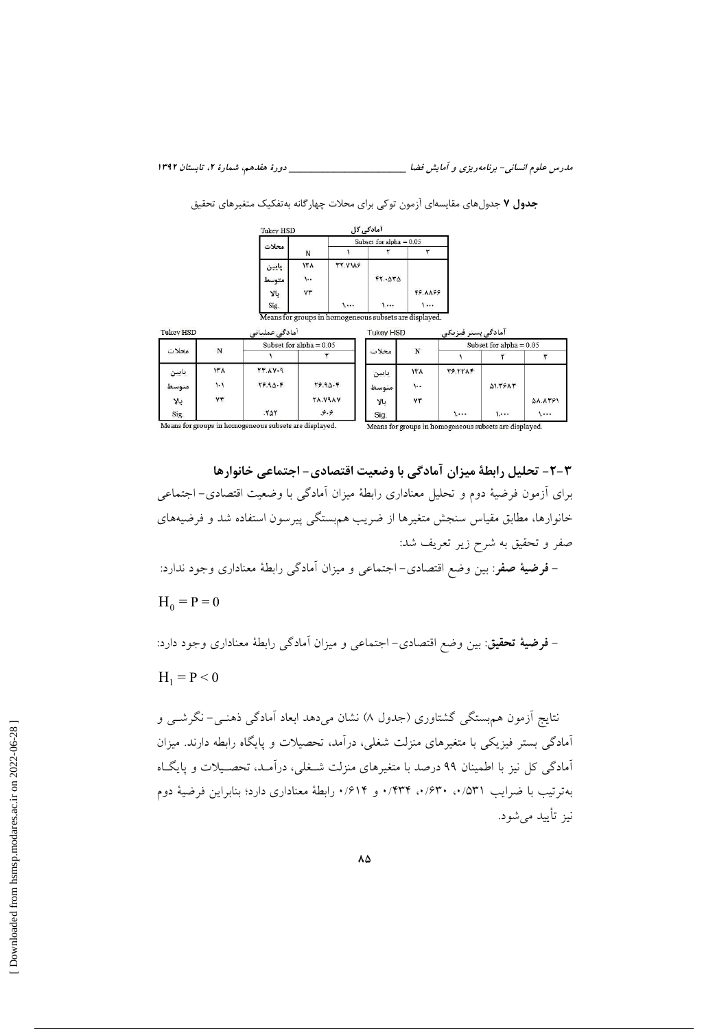**جدول ۷** جدول‌های مقایسه‌ای آزمون توکی برای محلات چهارگانه به‌تفکیک متغیرهای تحقیق

Tukey HSD — آمادگی کل

| محلات | N | Subset for alpha = 0.05 | | |
|---|---|---|---|---|
| | | ۱ | ۲ | ۳ |
| پایین | ۱۳۸ | ۳۲.۷۱۸۶ | | |
| متوسط | ۱۰۰ | | ۴۲.۰۵۳۵ | |
| بالا | ۷۳ | | | ۴۶.۸۸۶۶ |
| Sig. | | ۱.۰۰۰ | ۱.۰۰۰ | ۱.۰۰۰ |

Means for groups in homogeneous subsets are displayed.

Tukey HSD — آمادگی عملیاتی

| محلات | N | Subset for alpha = 0.05 | |
|---|---|---|---|
| | | ۱ | ۲ |
| پایین | ۱۳۸ | ۲۳.۸۷۰۹ | |
| متوسط | ۱۰۱ | ۲۶.۹۵۰۴ | ۲۶.۹۵۰۴ |
| بالا | ۷۳ | | ۲۸.۷۹۸۷ |
| Sig. | | .۲۵۲ | .۶۰۶ |

Means for groups in homogeneous subsets are displayed.

Tukey HSD — آمادگی بستر فیزیکی

| محلات | N | Subset for alpha = 0.05 | | |
|---|---|---|---|---|
| | | ۱ | ۲ | ۳ |
| پایین | ۱۳۸ | ۳۶.۲۲۸۴ | | |
| متوسط | ۱۰۰ | | ۵۱.۳۶۸۳ | |
| بالا | ۷۳ | | | ۵۸.۸۳۶۱ |
| Sig. | | ۱.۰۰۰ | ۱.۰۰۰ | ۱.۰۰۰ |

Means for groups in homogeneous subsets are displayed.

### ۳-۲- تحلیل رابطهٔ میزان آمادگی با وضعیت اقتصادی- اجتماعی خانوارها

برای آزمون فرضیهٔ دوم و تحلیل معناداری رابطهٔ میزان آمادگی با وضعیت اقتصادی- اجتماعی خانوارها، مطابق مقیاس سنجش متغیرها از ضریب همبستگی پیرسون استفاده شد و فرضیه‌های صفر و تحقیق به شرح زیر تعریف شد:

- **فرضیهٔ صفر**: بین وضع اقتصادی- اجتماعی و میزان آمادگی رابطهٔ معناداری وجود ندارد:

$$H_0 = P = 0$$

- **فرضیهٔ تحقیق**: بین وضع اقتصادی- اجتماعی و میزان آمادگی رابطهٔ معناداری وجود دارد:

$$H_1 = P < 0$$

نتایج آزمون همبستگی گشتاوری (جدول ۸) نشان می‌دهد ابعاد آمادگی ذهنی- نگرشی و آمادگی بستر فیزیکی با متغیرهای منزلت شغلی، درآمد، تحصیلات و پایگاه رابطه دارند. میزان آمادگی کل نیز با اطمینان ۹۹ درصد با متغیرهای منزلت شغلی، درآمد، تحصیلات و پایگاه به‌ترتیب با ضرایب ۰/۵۳۱، ۰/۶۳۰، ۰/۴۳۴ و ۰/۶۱۴ رابطهٔ معناداری دارد؛ بنابراین فرضیهٔ دوم نیز تأیید می‌شود.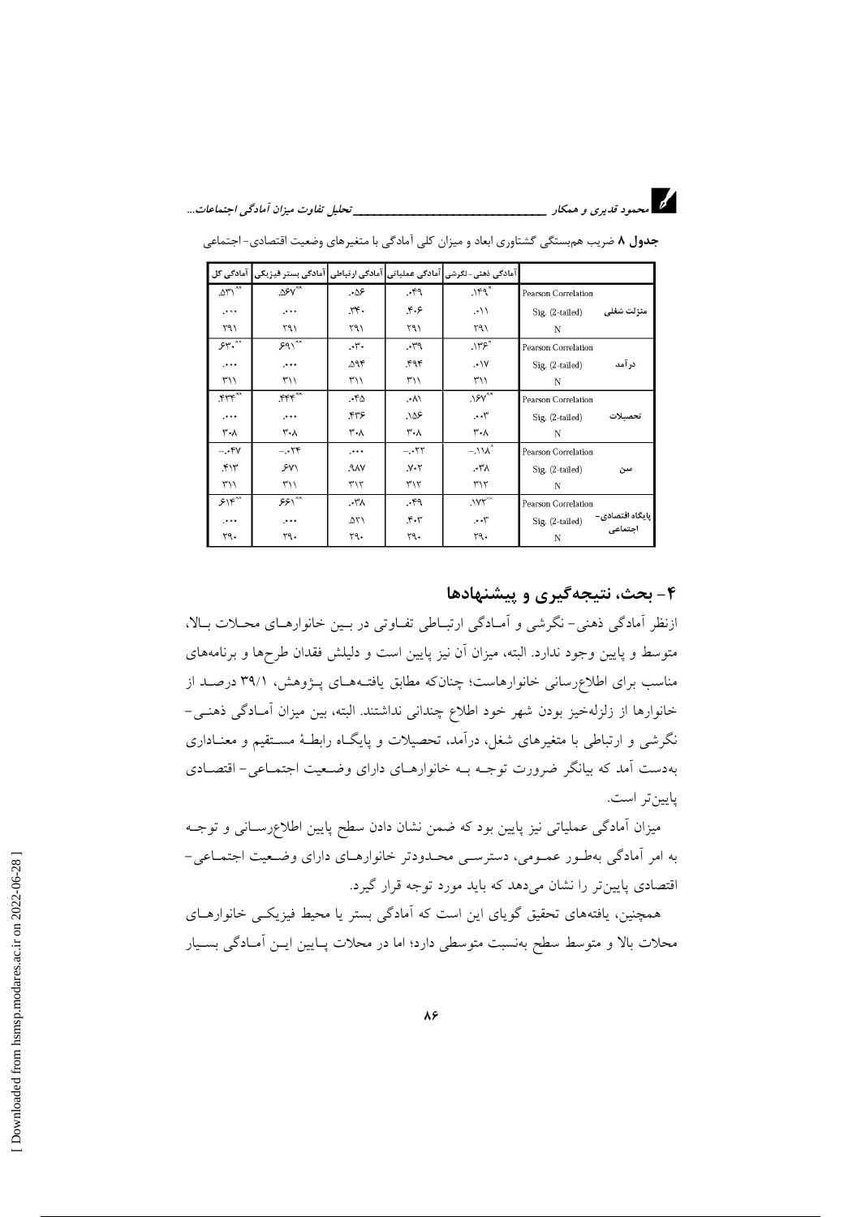**جدول ۸** ضریب هم‌بستگی گشتاوری ابعاد و میزان کلی آمادگی با متغیرهای وضعیت اقتصادی- اجتماعی

| | | آمادگی ذهنی- نگرشی | آمادگی عملیاتی | آمادگی ارتباطی | آمادگی بستر فیزیکی | آمادگی کل |
|---|---|---|---|---|---|---|
| منزلت شغلی | Pearson Correlation | .۱۴۹* | .۰۴۹ | .۰۵۶ | .۵۶۷** | .۵۳۱** |
| | Sig. (2-tailed) | .۰۱۱ | .۴۰۶ | .۳۴۰ | .۰۰۰ | .۰۰۰ |
| | N | ۲۹۱ | ۲۹۱ | ۲۹۱ | ۲۹۱ | ۲۹۱ |
| درآمد | Pearson Correlation | .۱۳۶* | .۰۳۹ | .۰۳۰ | .۶۹۱** | .۶۳۰** |
| | Sig. (2-tailed) | .۰۱۷ | .۴۹۴ | .۵۹۴ | .۰۰۰ | .۰۰۰ |
| | N | ۳۱۱ | ۳۱۱ | ۳۱۱ | ۳۱۱ | ۳۱۱ |
| تحصیلات | Pearson Correlation | .۱۶۷** | .۰۸۱ | .۰۴۵ | .۴۴۴** | .۴۳۳** |
| | Sig. (2-tailed) | .۰۰۳ | .۱۵۶ | .۴۳۶ | .۰۰۰ | .۰۰۰ |
| | N | ۳۰۸ | ۳۰۸ | ۳۰۸ | ۳۰۸ | ۳۰۸ |
| سن | Pearson Correlation | −.۱۱۸* | −.۰۲۲ | .۰۰۰ | −.۰۲۴ | −.۰۴۷ |
| | Sig. (2-tailed) | .۰۳۸ | .۷۰۲ | .۹۸۷ | .۶۷۱ | .۴۱۳ |
| | N | ۳۱۲ | ۳۱۲ | ۳۱۲ | ۳۱۱ | ۳۱۱ |
| پایگاه اقتصادی- اجتماعی | Pearson Correlation | .۱۷۲** | .۰۴۹ | .۰۳۸ | .۶۶۱** | .۶۱۴** |
| | Sig. (2-tailed) | .۰۰۳ | .۴۰۳ | .۵۲۱ | .۰۰۰ | .۰۰۰ |
| | N | ۲۹۰ | ۲۹۰ | ۲۹۰ | ۲۹۰ | ۲۹۰ |

## ۴- بحث، نتیجه‌گیری و پیشنهادها

ازنظر آمادگی ذهنی- نگرشی و آمادگی ارتباطی تفاوتی در بین خانوارهای محلات بالا، متوسط و پایین وجود ندارد. البته، میزان آن نیز پایین است و دلیلش فقدان طرح‌ها و برنامه‌های مناسب برای اطلاع‌رسانی خانوارهاست؛ چنان‌که مطابق یافته‌های پژوهش، ۳۹/۱ درصد از خانوارها از زلزله‌خیز بودن شهر خود اطلاع چندانی نداشتند. البته، بین میزان آمادگی ذهنی- نگرشی و ارتباطی با متغیرهای شغل، درآمد، تحصیلات و پایگاه رابطهٔ مستقیم و معناداری به‌دست آمد که بیانگر ضرورت توجه به خانوارهای دارای وضعیت اجتماعی- اقتصادی پایین‌تر است.

میزان آمادگی عملیاتی نیز پایین بود که ضمن نشان دادن سطح پایین اطلاع‌رسانی و توجه به امر آمادگی به‌طور عمومی، دسترسی محدودتر خانوارهای دارای وضعیت اجتماعی- اقتصادی پایین‌تر را نشان می‌دهد که باید مورد توجه قرار گیرد.

همچنین، یافته‌های تحقیق گویای این است که آمادگی بستر یا محیط فیزیکی خانوارهای محلات بالا و متوسط سطح به‌نسبت متوسطی دارد؛ اما در محلات پایین این آمادگی بسیار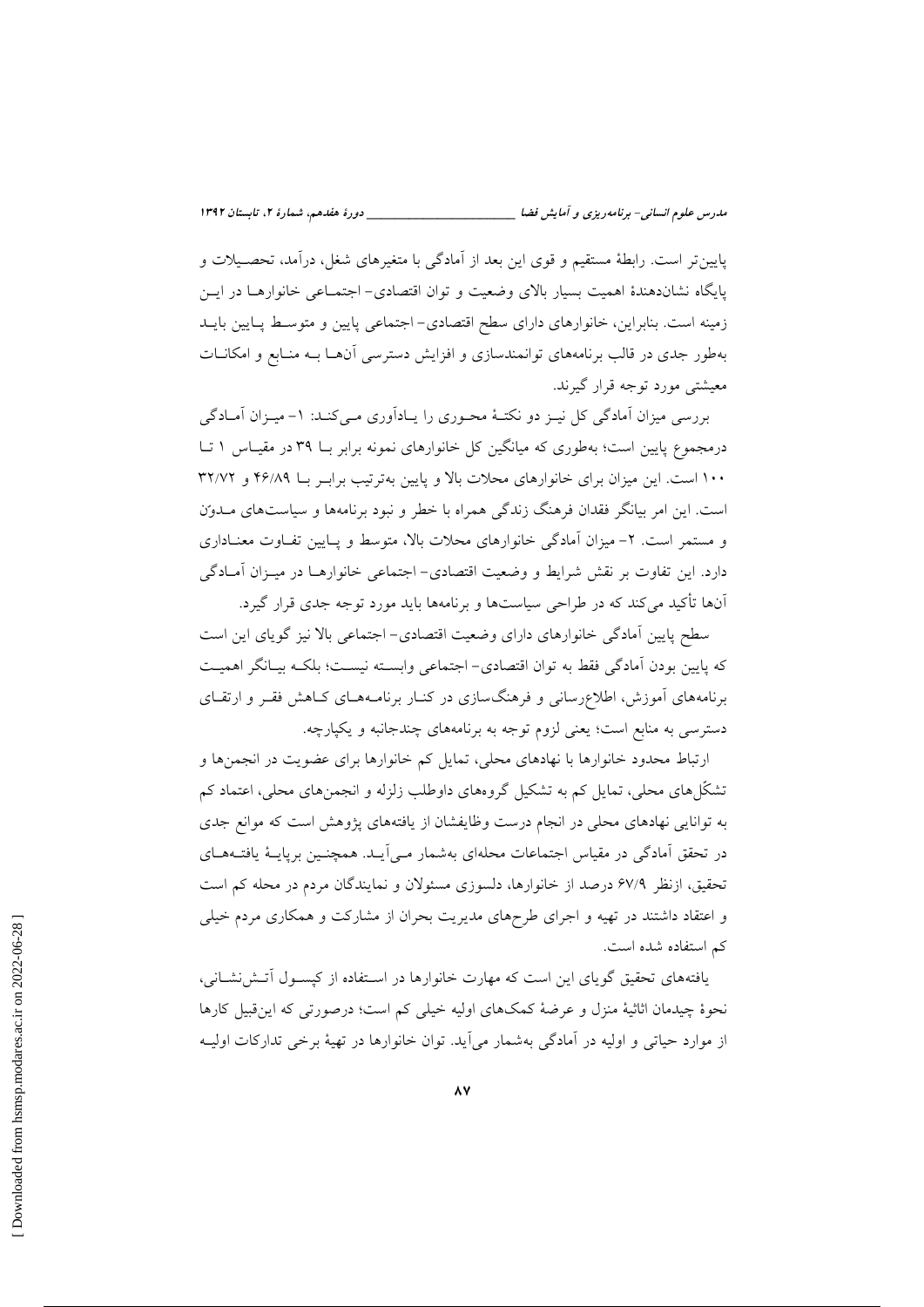پایین‌تر است. رابطهٔ مستقیم و قوی این بعد از آمادگی با متغیرهای شغل، درآمد، تحصیلات و پایگاه نشان‌دهندهٔ اهمیت بسیار بالای وضعیت و توان اقتصادی- اجتماعی خانوارها در این زمینه است. بنابراین، خانوارهای دارای سطح اقتصادی- اجتماعی پایین و متوسط پایین باید به‌طور جدی در قالب برنامه‌های توانمندسازی و افزایش دسترسی آنها به منابع و امکانات معیشتی مورد توجه قرار گیرند.

بررسی میزان آمادگی کل نیز دو نکتهٔ محوری را یادآوری می‌کند: ۱- میزان آمادگی درمجموع پایین است؛ به‌طوری که میانگین کل خانوارهای نمونه برابر با ۳۹ در مقیاس ۱ تا ۱۰۰ است. این میزان برای خانوارهای محلات بالا و پایین به‌ترتیب برابر با ۴۶/۸۹ و ۳۲/۷۲ است. این امر بیانگر فقدان فرهنگ زندگی همراه با خطر و نبود برنامه‌ها و سیاست‌های مدوّن و مستمر است. ۲- میزان آمادگی خانوارهای محلات بالا، متوسط و پایین تفاوت معناداری دارد. این تفاوت بر نقش شرایط و وضعیت اقتصادی- اجتماعی خانوارها در میزان آمادگی آنها تأکید می‌کند که در طراحی سیاست‌ها و برنامه‌ها باید مورد توجه جدی قرار گیرد.

سطح پایین آمادگی خانوارهای دارای وضعیت اقتصادی- اجتماعی بالا نیز گویای این است که پایین بودن آمادگی فقط به توان اقتصادی- اجتماعی وابسته نیست؛ بلکه بیانگر اهمیت برنامه‌های آموزش، اطلاع‌رسانی و فرهنگ‌سازی در کنار برنامه‌های کاهش فقر و ارتقای دسترسی به منابع است؛ یعنی لزوم توجه به برنامه‌های چندجانبه و یکپارچه.

ارتباط محدود خانوارها با نهادهای محلی، تمایل کم خانوارها برای عضویت در انجمن‌ها و تشکّل‌های محلی، تمایل کم به تشکیل گروه‌های داوطلب زلزله و انجمن‌های محلی، اعتماد کم به توانایی نهادهای محلی در انجام درست وظایفشان از یافته‌های پژوهش است که موانع جدی در تحقق آمادگی در مقیاس اجتماعات محله‌ای به‌شمار می‌آید. همچنین برپایهٔ یافته‌های تحقیق، ازنظر ۶۷/۹ درصد از خانوارها، دلسوزی مسئولان و نمایندگان مردم در محله کم است و اعتقاد داشتند در تهیه و اجرای طرح‌های مدیریت بحران از مشارکت و همکاری مردم خیلی کم استفاده شده است.

یافته‌های تحقیق گویای این است که مهارت خانوارها در استفاده از کپسول آتش‌نشانی، نحوهٔ چیدمان اثاثیهٔ منزل و عرضهٔ کمک‌های اولیه خیلی کم است؛ درصورتی که این‌قبیل کارها از موارد حیاتی و اولیه در آمادگی به‌شمار می‌آید. توان خانوارها در تهیهٔ برخی تدارکات اولیه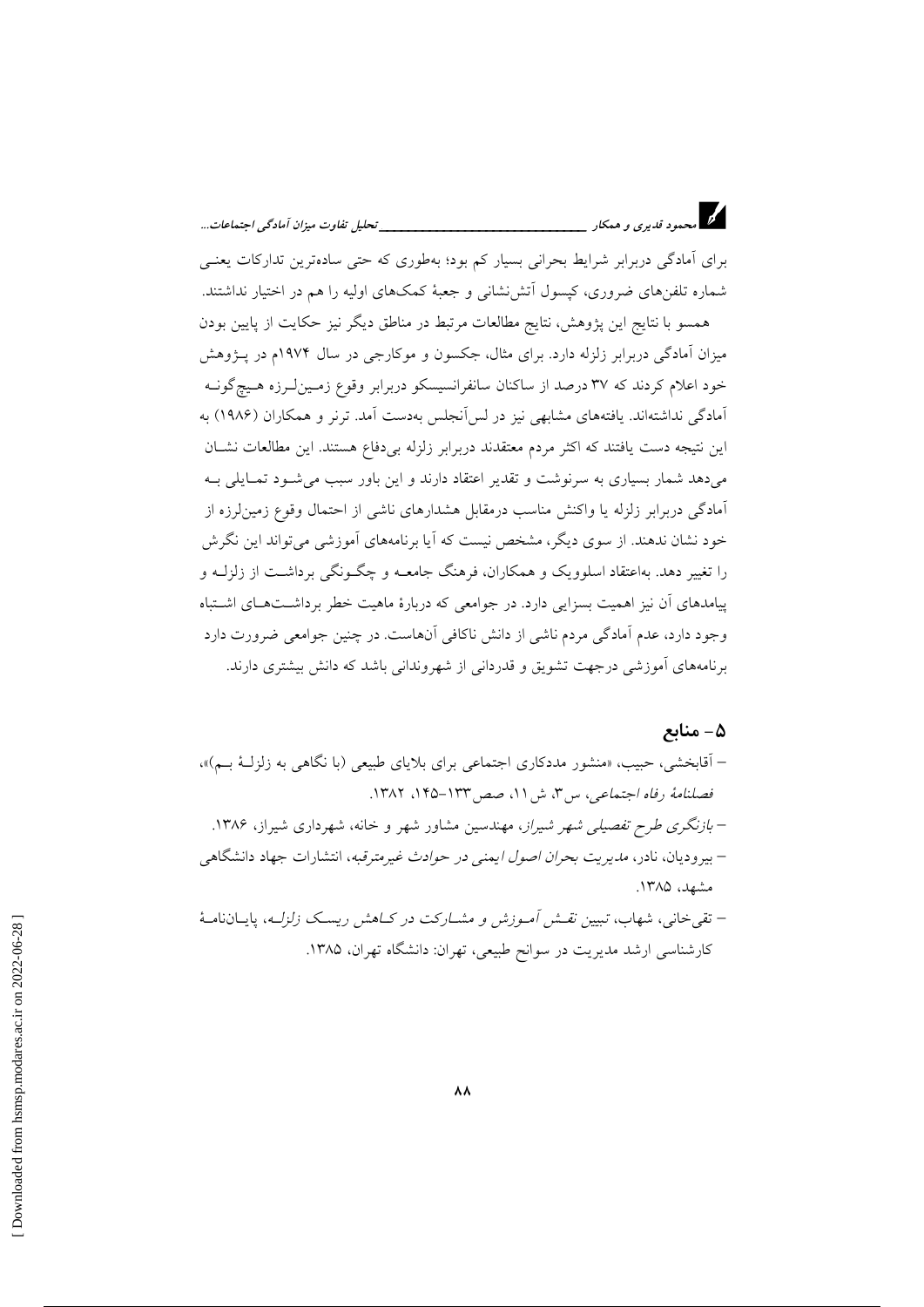برای آمادگی دربرابر شرایط بحرانی بسیار کم بود؛ به‌طوری که حتی ساده‌ترین تدارکات یعنی شماره تلفن‌های ضروری، کپسول آتش‌نشانی و جعبهٔ کمک‌های اولیه را هم در اختیار نداشتند.

همسو با نتایج این پژوهش، نتایج مطالعات مرتبط در مناطق دیگر نیز حکایت از پایین بودن میزان آمادگی دربرابر زلزله دارد. برای مثال، جکسون و موکارجی در سال ۱۹۷۴م در پژوهش خود اعلام کردند که ۳۷ درصد از ساکنان سانفرانسیسکو دربرابر وقوع زمین‌لرزه هیچ‌گونه آمادگی نداشته‌اند. یافته‌های مشابهی نیز در لس‌آنجلس به‌دست آمد. ترنر و همکاران (۱۹۸۶) به این نتیجه دست یافتند که اکثر مردم معتقدند دربرابر زلزله بی‌دفاع هستند. این مطالعات نشان می‌دهد شمار بسیاری به سرنوشت و تقدیر اعتقاد دارند و این باور سبب می‌شود تمایلی به آمادگی دربرابر زلزله یا واکنش مناسب درمقابل هشدارهای ناشی از احتمال وقوع زمین‌لرزه از خود نشان ندهند. از سوی دیگر، مشخص نیست که آیا برنامه‌های آموزشی می‌تواند این نگرش را تغییر دهد. به‌اعتقاد اسلوویک و همکاران، فرهنگ جامعه و چگونگی برداشت از زلزله و پیامدهای آن نیز اهمیت بسزایی دارد. در جوامعی که دربارهٔ ماهیت خطر برداشت‌های اشتباه وجود دارد، عدم آمادگی مردم ناشی از دانش ناکافی آن‌هاست. در چنین جوامعی ضرورت دارد برنامه‌های آموزشی درجهت تشویق و قدردانی از شهروندانی باشد که دانش بیشتری دارند.

## ۵- منابع

- آقابخشی، حبیب، «منشور مددکاری اجتماعی برای بلایای طبیعی (با نگاهی به زلزلهٔ بم)»، *فصلنامهٔ رفاه اجتماعی*، س۳، ش۱۱، صص۱۳۳-۱۴۵، ۱۳۸۲.
- *بازنگری طرح تفصیلی شهر شیراز*، مهندسین مشاور شهر و خانه، شهرداری شیراز، ۱۳۸۶.
- بیرودیان، نادر، *مدیریت بحران اصول ایمنی در حوادث غیرمترقبه*، انتشارات جهاد دانشگاهی مشهد، ۱۳۸۵.
- تقی‌خانی، شهاب، *تبیین نقش آموزش و مشارکت در کاهش ریسک زلزله*، پایان‌نامهٔ کارشناسی ارشد مدیریت در سوانح طبیعی، تهران: دانشگاه تهران، ۱۳۸۵.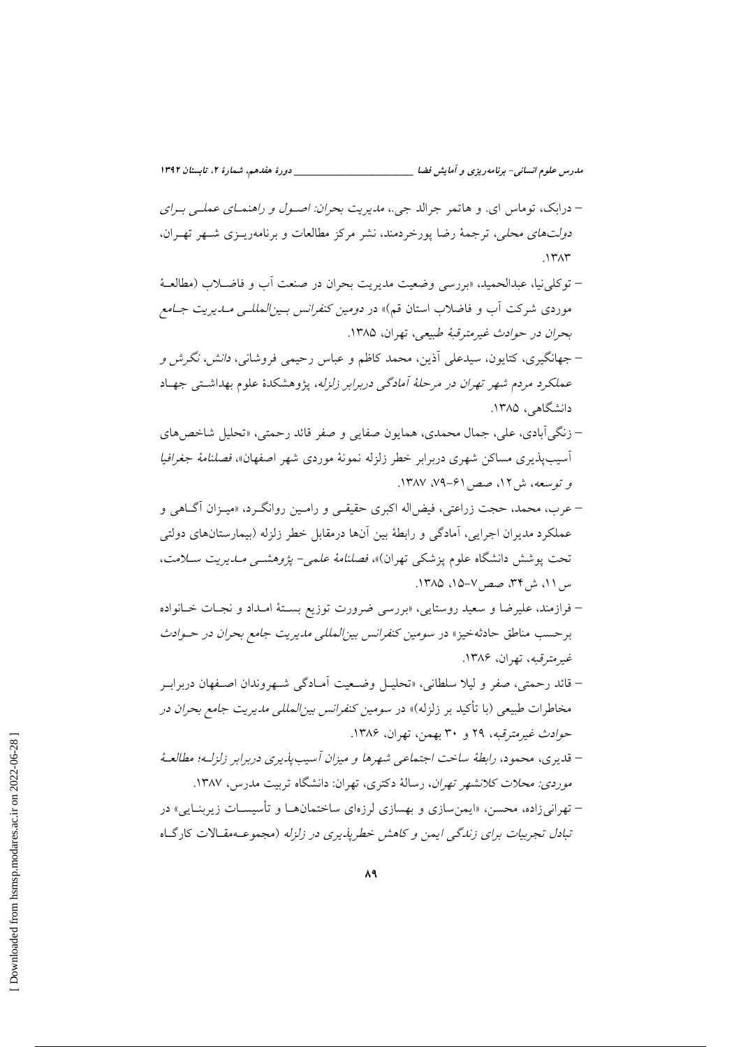- درابک، توماس ای. و هاتمر جرالد جی.، *مدیریت بحران: اصول و راهنمای عملی برای دولت‌های محلی*، ترجمهٔ رضا پورخردمند، نشر مرکز مطالعات و برنامه‌ریزی شهر تهران، ۱۳۸۳.
- توکلی‌نیا، عبدالحمید، «بررسی وضعیت مدیریت بحران در صنعت آب و فاضلاب (مطالعهٔ موردی شرکت آب و فاضلاب استان قم)» در *دومین کنفرانس بین‌المللی مدیریت جامع بحران در حوادث غیرمترقبهٔ طبیعی*، تهران، ۱۳۸۵.
- جهانگیری، کتایون، سیدعلی آذین، محمد کاظم و عباس رحیمی فروشانی، *دانش، نگرش و عملکرد مردم شهر تهران در مرحلهٔ آمادگی دربرابر زلزله*، پژوهشکدهٔ علوم بهداشتی جهاد دانشگاهی، ۱۳۸۵.
- زنگی‌آبادی، علی، جمال محمدی، همایون صفایی و صفر قائد رحمتی، «تحلیل شاخص‌های آسیب‌پذیری مساکن شهری دربرابر خطر زلزله نمونهٔ موردی شهر اصفهان»، *فصلنامهٔ جغرافیا و توسعه*، ش۱۲، صص ۶۱-۷۹، ۱۳۸۷.
- عرب، محمد، حجت زراعتی، فیض‌اله اکبری حقیقی و رامین روانگرد، «میزان آگاهی و عملکرد مدیران اجرایی، آمادگی و رابطهٔ بین آن‌ها درمقابل خطر زلزله (بیمارستان‌های دولتی تحت پوشش دانشگاه علوم پزشکی تهران)»، *فصلنامهٔ علمی- پژوهشی مدیریت سلامت*، س۱۱، ش۳۴، صص۷-۱۵، ۱۳۸۵.
- فرازمند، علیرضا و سعید روستایی، «بررسی ضرورت توزیع بستهٔ امداد و نجات خانواده برحسب مناطق حادثه‌خیز» در *سومین کنفرانس بین‌المللی مدیریت جامع بحران در حوادث غیرمترقبه*، تهران، ۱۳۸۶.
- قائد رحمتی، صفر و لیلا سلطانی، «تحلیل وضعیت آمادگی شهروندان اصفهان دربرابر مخاطرات طبیعی (با تأکید بر زلزله)» در *سومین کنفرانس بین‌المللی مدیریت جامع بحران در حوادث غیرمترقبه*، ۲۹ و ۳۰ بهمن، تهران، ۱۳۸۶.
- قدیری، محمود، *رابطهٔ ساخت اجتماعی شهرها و میزان آسیب‌پذیری دربرابر زلزله؛ مطالعهٔ موردی: محلات کلانشهر تهران*، رسالهٔ دکتری، تهران: دانشگاه تربیت مدرس، ۱۳۸۷.
- تهرانی‌زاده، محسن، «ایمن‌سازی و بهسازی لرزه‌ای ساختمان‌ها و تأسیسات زیربنایی» در *تبادل تجربیات برای زندگی ایمن و کاهش خطرپذیری در زلزله* (مجموعه‌مقالات کارگاه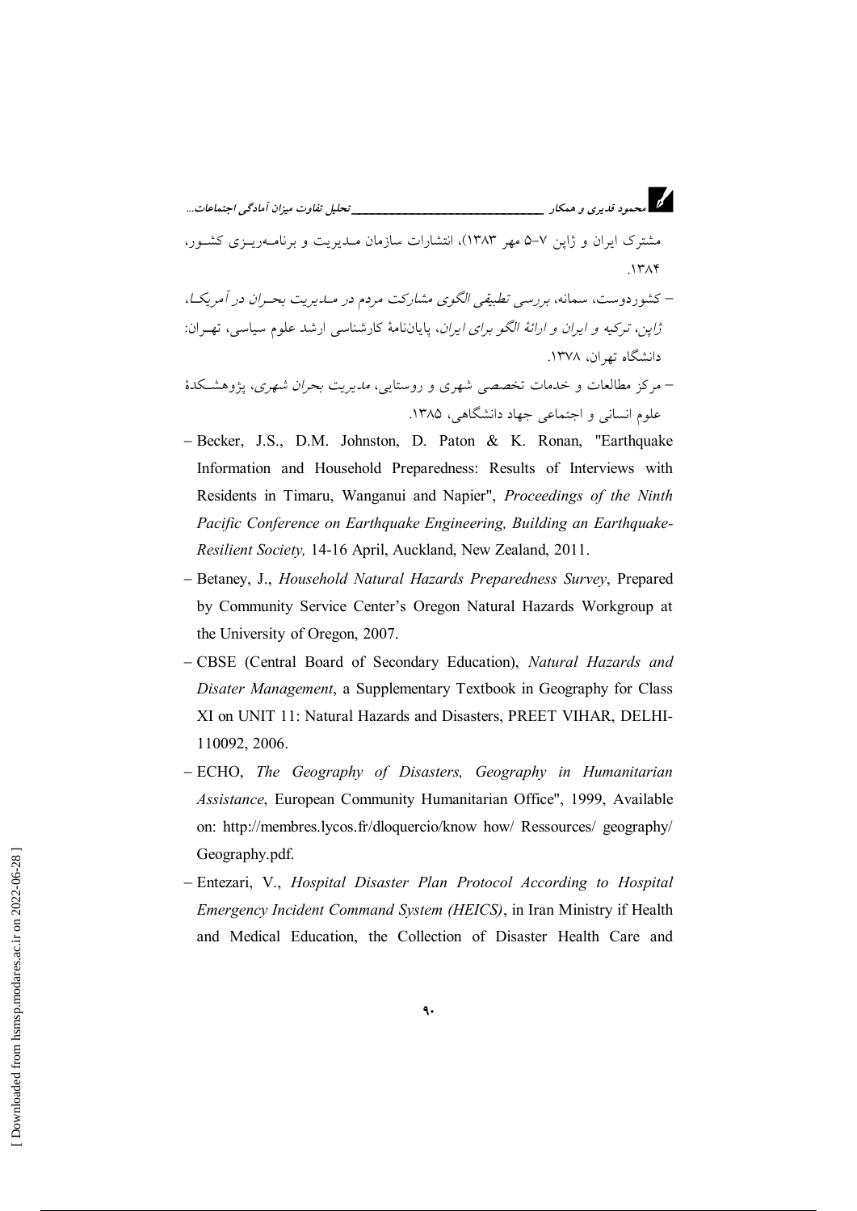مشترک ایران و ژاپن ۷-۵ مهر ۱۳۸۳)، انتشارات سازمان مـدیریت و برنامـه‌ریـزی کشـور، ۱۳۸۴.

– کشوردوست، سمانه، *بررسی تطبیقی الگوی مشارکت مردم در مـدیریت بحـران در آمریکـا، ژاپن، ترکیه و ایران و ارائهٔ الگو برای ایران*، پایان‌نامهٔ کارشناسی ارشد علوم سیاسی، تهـران: دانشگاه تهران، ۱۳۷۸.

– مرکز مطالعات و خدمات تخصصی شهری و روستایی، *مدیریت بحران شهری*، پژوهشـکدهٔ علوم انسانی و اجتماعی جهاد دانشگاهی، ۱۳۸۵.

- Becker, J.S., D.M. Johnston, D. Paton & K. Ronan, "Earthquake Information and Household Preparedness: Results of Interviews with Residents in Timaru, Wanganui and Napier", *Proceedings of the Ninth Pacific Conference on Earthquake Engineering, Building an Earthquake-Resilient Society,* 14-16 April, Auckland, New Zealand, 2011.
- Betaney, J., *Household Natural Hazards Preparedness Survey*, Prepared by Community Service Center's Oregon Natural Hazards Workgroup at the University of Oregon, 2007.
- CBSE (Central Board of Secondary Education), *Natural Hazards and Disater Management*, a Supplementary Textbook in Geography for Class XI on UNIT 11: Natural Hazards and Disasters, PREET VIHAR, DELHI-110092, 2006.
- ECHO, *The Geography of Disasters, Geography in Humanitarian Assistance*, European Community Humanitarian Office", 1999, Available on: http://membres.lycos.fr/dloquercio/know how/ Ressources/ geography/ Geography.pdf.
- Entezari, V., *Hospital Disaster Plan Protocol According to Hospital Emergency Incident Command System (HEICS)*, in Iran Ministry if Health and Medical Education, the Collection of Disaster Health Care and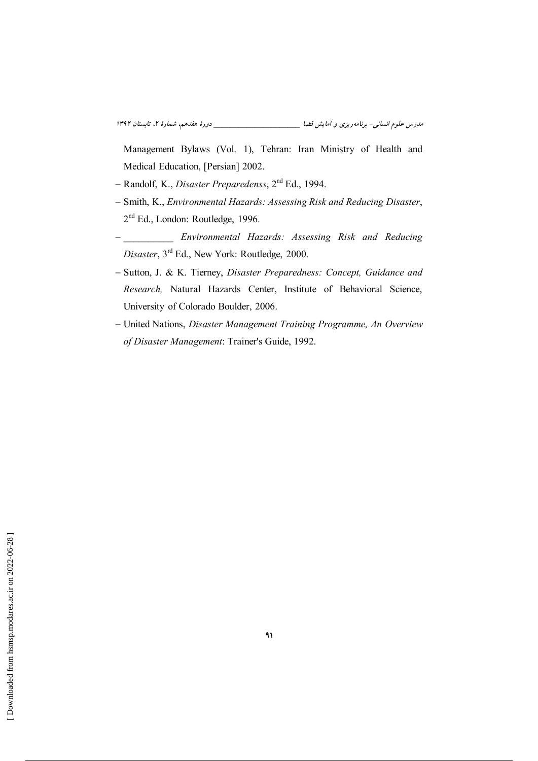Management Bylaws (Vol. 1), Tehran: Iran Ministry of Health and Medical Education, [Persian] 2002.

- Randolf, K., *Disaster Preparedenss*, 2nd Ed., 1994.
- Smith, K., *Environmental Hazards: Assessing Risk and Reducing Disaster*, 2nd Ed., London: Routledge, 1996.
- __________ *Environmental Hazards: Assessing Risk and Reducing Disaster*, 3rd Ed., New York: Routledge, 2000.
- Sutton, J. & K. Tierney, *Disaster Preparedness: Concept, Guidance and Research,* Natural Hazards Center, Institute of Behavioral Science, University of Colorado Boulder, 2006.
- United Nations, *Disaster Management Training Programme, An Overview of Disaster Management*: Trainer's Guide, 1992.